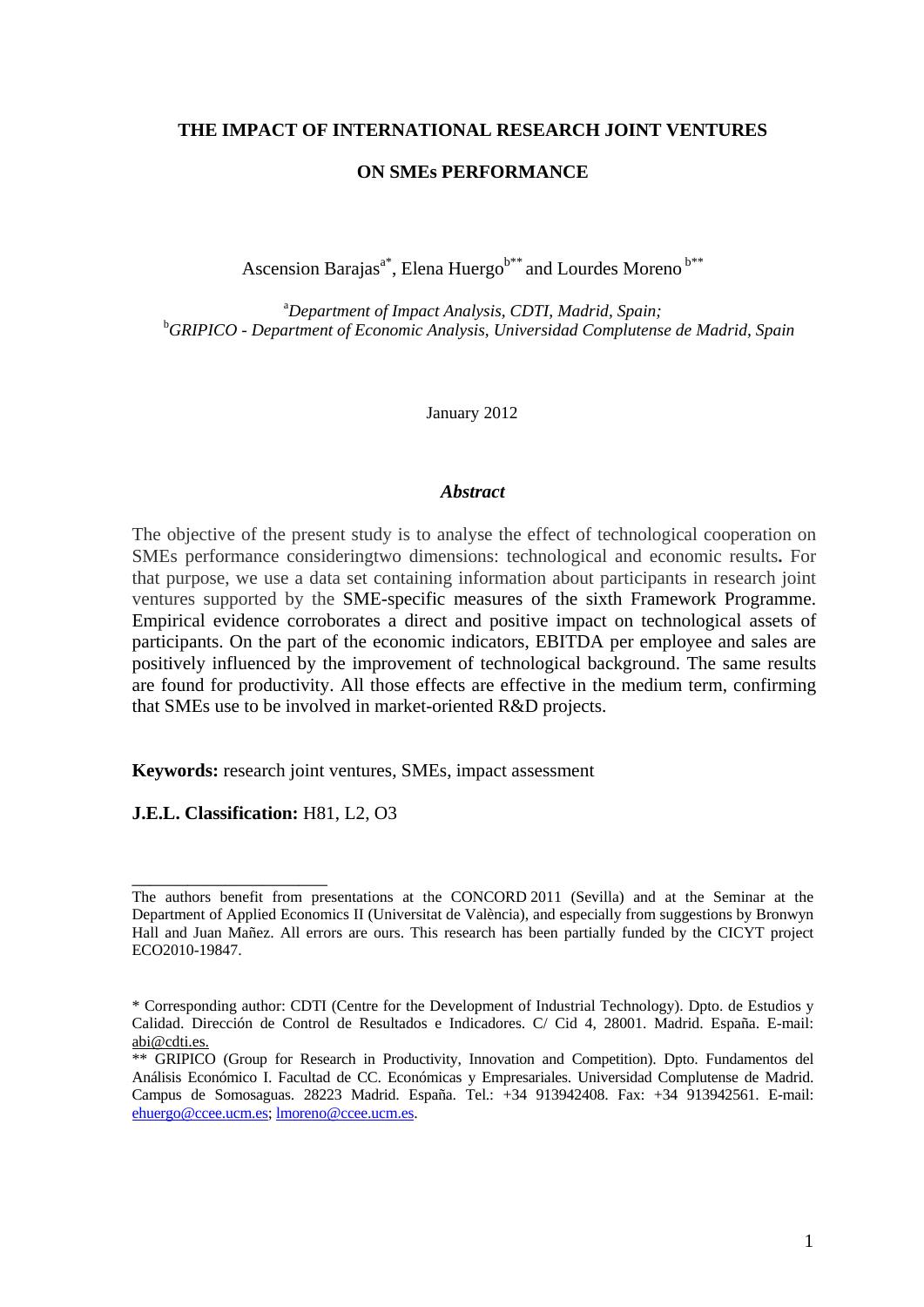# THE IMPACT OF INTERNATIONAL RESEARCH JOINT VENTURES ON SMEs PERFORMANCE

Ascension Barajas[a*], Elena Huergo[b**] and Lourdes Moreno[b**]

[a]*Department of Impact Analysis, CDTI, Madrid, Spain;*
[b]*GRIPICO - Department of Economic Analysis, Universidad Complutense de Madrid, Spain*

January 2012

### *Abstract*

The objective of the present study is to analyse the effect of technological cooperation on SMEs performance consideringtwo dimensions: technological and economic results**.** For that purpose, we use a data set containing information about participants in research joint ventures supported by the SME-specific measures of the sixth Framework Programme. Empirical evidence corroborates a direct and positive impact on technological assets of participants. On the part of the economic indicators, EBITDA per employee and sales are positively influenced by the improvement of technological background. The same results are found for productivity. All those effects are effective in the medium term, confirming that SMEs use to be involved in market-oriented R&D projects.

**Keywords:** research joint ventures, SMEs, impact assessment

**J.E.L. Classification:** H81, L2, O3

---

The authors benefit from presentations at the CONCORD 2011 (Sevilla) and at the Seminar at the Department of Applied Economics II (Universitat de València), and especially from suggestions by Bronwyn Hall and Juan Mañez. All errors are ours. This research has been partially funded by the CICYT project ECO2010-19847.

\* Corresponding author: CDTI (Centre for the Development of Industrial Technology). Dpto. de Estudios y Calidad. Dirección de Control de Resultados e Indicadores. C/ Cid 4, 28001. Madrid. España. E-mail: abi@cdti.es.

\*\* GRIPICO (Group for Research in Productivity, Innovation and Competition). Dpto. Fundamentos del Análisis Económico I. Facultad de CC. Económicas y Empresariales. Universidad Complutense de Madrid. Campus de Somosaguas. 28223 Madrid. España. Tel.: +34 913942408. Fax: +34 913942561. E-mail: ehuergo@ccee.ucm.es; lmoreno@ccee.ucm.es.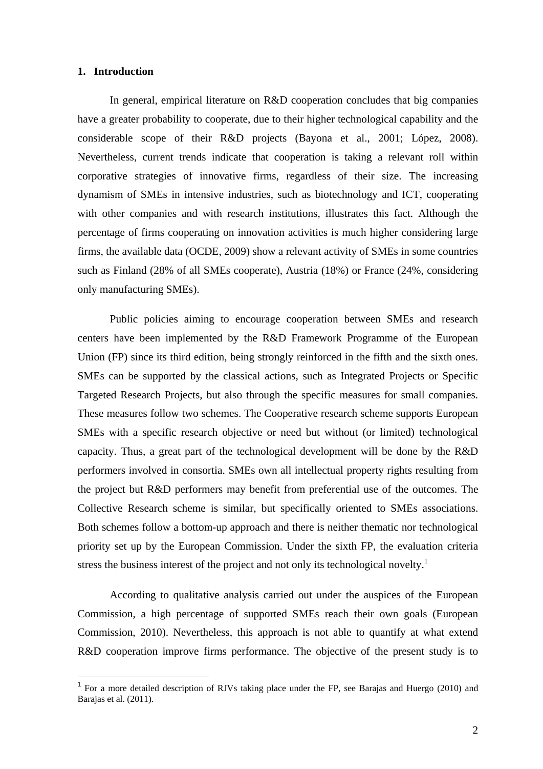## 1. Introduction

In general, empirical literature on R&D cooperation concludes that big companies have a greater probability to cooperate, due to their higher technological capability and the considerable scope of their R&D projects (Bayona et al., 2001; López, 2008). Nevertheless, current trends indicate that cooperation is taking a relevant roll within corporative strategies of innovative firms, regardless of their size. The increasing dynamism of SMEs in intensive industries, such as biotechnology and ICT, cooperating with other companies and with research institutions, illustrates this fact. Although the percentage of firms cooperating on innovation activities is much higher considering large firms, the available data (OCDE, 2009) show a relevant activity of SMEs in some countries such as Finland (28% of all SMEs cooperate), Austria (18%) or France (24%, considering only manufacturing SMEs).

Public policies aiming to encourage cooperation between SMEs and research centers have been implemented by the R&D Framework Programme of the European Union (FP) since its third edition, being strongly reinforced in the fifth and the sixth ones. SMEs can be supported by the classical actions, such as Integrated Projects or Specific Targeted Research Projects, but also through the specific measures for small companies. These measures follow two schemes. The Cooperative research scheme supports European SMEs with a specific research objective or need but without (or limited) technological capacity. Thus, a great part of the technological development will be done by the R&D performers involved in consortia. SMEs own all intellectual property rights resulting from the project but R&D performers may benefit from preferential use of the outcomes. The Collective Research scheme is similar, but specifically oriented to SMEs associations. Both schemes follow a bottom-up approach and there is neither thematic nor technological priority set up by the European Commission. Under the sixth FP, the evaluation criteria stress the business interest of the project and not only its technological novelty.[1]

According to qualitative analysis carried out under the auspices of the European Commission, a high percentage of supported SMEs reach their own goals (European Commission, 2010). Nevertheless, this approach is not able to quantify at what extend R&D cooperation improve firms performance. The objective of the present study is to

[1] For a more detailed description of RJVs taking place under the FP, see Barajas and Huergo (2010) and Barajas et al. (2011).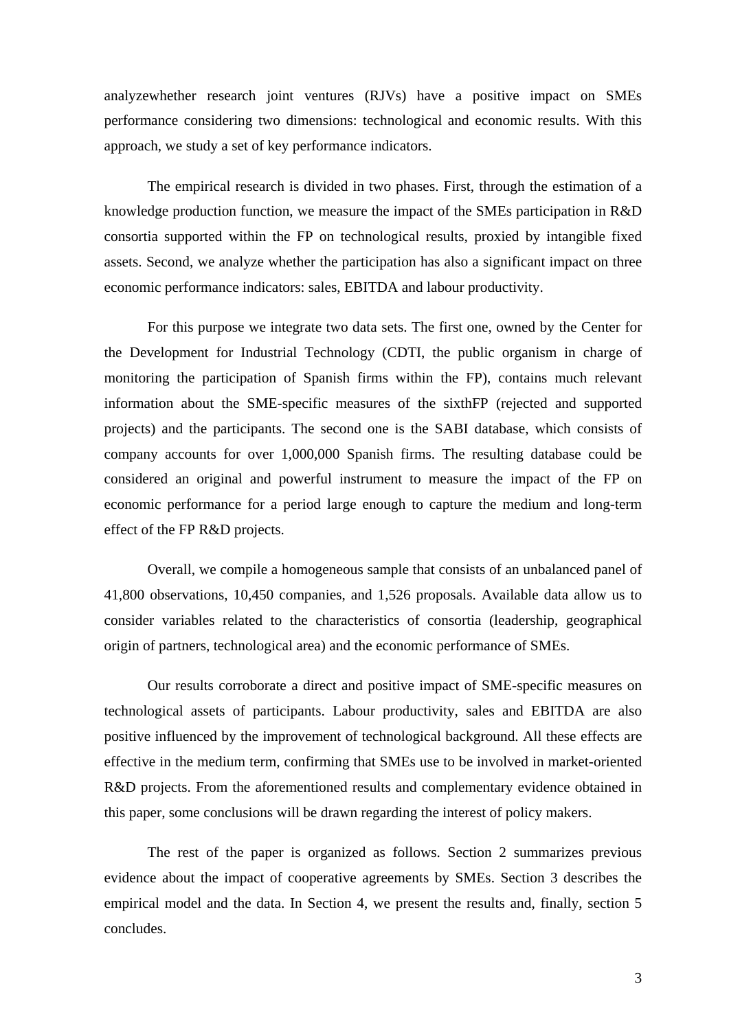analyzewhether research joint ventures (RJVs) have a positive impact on SMEs performance considering two dimensions: technological and economic results. With this approach, we study a set of key performance indicators.

The empirical research is divided in two phases. First, through the estimation of a knowledge production function, we measure the impact of the SMEs participation in R&D consortia supported within the FP on technological results, proxied by intangible fixed assets. Second, we analyze whether the participation has also a significant impact on three economic performance indicators: sales, EBITDA and labour productivity.

For this purpose we integrate two data sets. The first one, owned by the Center for the Development for Industrial Technology (CDTI, the public organism in charge of monitoring the participation of Spanish firms within the FP), contains much relevant information about the SME-specific measures of the sixthFP (rejected and supported projects) and the participants. The second one is the SABI database, which consists of company accounts for over 1,000,000 Spanish firms. The resulting database could be considered an original and powerful instrument to measure the impact of the FP on economic performance for a period large enough to capture the medium and long-term effect of the FP R&D projects.

Overall, we compile a homogeneous sample that consists of an unbalanced panel of 41,800 observations, 10,450 companies, and 1,526 proposals. Available data allow us to consider variables related to the characteristics of consortia (leadership, geographical origin of partners, technological area) and the economic performance of SMEs.

Our results corroborate a direct and positive impact of SME-specific measures on technological assets of participants. Labour productivity, sales and EBITDA are also positive influenced by the improvement of technological background. All these effects are effective in the medium term, confirming that SMEs use to be involved in market-oriented R&D projects. From the aforementioned results and complementary evidence obtained in this paper, some conclusions will be drawn regarding the interest of policy makers.

The rest of the paper is organized as follows. Section 2 summarizes previous evidence about the impact of cooperative agreements by SMEs. Section 3 describes the empirical model and the data. In Section 4, we present the results and, finally, section 5 concludes.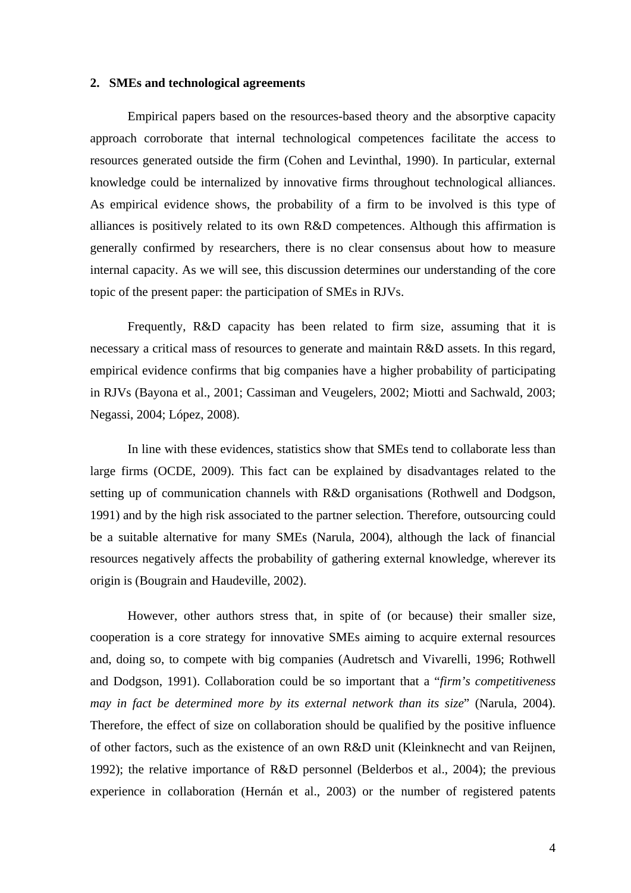## 2. SMEs and technological agreements

Empirical papers based on the resources-based theory and the absorptive capacity approach corroborate that internal technological competences facilitate the access to resources generated outside the firm (Cohen and Levinthal, 1990). In particular, external knowledge could be internalized by innovative firms throughout technological alliances. As empirical evidence shows, the probability of a firm to be involved is this type of alliances is positively related to its own R&D competences. Although this affirmation is generally confirmed by researchers, there is no clear consensus about how to measure internal capacity. As we will see, this discussion determines our understanding of the core topic of the present paper: the participation of SMEs in RJVs.

Frequently, R&D capacity has been related to firm size, assuming that it is necessary a critical mass of resources to generate and maintain R&D assets. In this regard, empirical evidence confirms that big companies have a higher probability of participating in RJVs (Bayona et al., 2001; Cassiman and Veugelers, 2002; Miotti and Sachwald, 2003; Negassi, 2004; López, 2008).

In line with these evidences, statistics show that SMEs tend to collaborate less than large firms (OCDE, 2009). This fact can be explained by disadvantages related to the setting up of communication channels with R&D organisations (Rothwell and Dodgson, 1991) and by the high risk associated to the partner selection. Therefore, outsourcing could be a suitable alternative for many SMEs (Narula, 2004), although the lack of financial resources negatively affects the probability of gathering external knowledge, wherever its origin is (Bougrain and Haudeville, 2002).

However, other authors stress that, in spite of (or because) their smaller size, cooperation is a core strategy for innovative SMEs aiming to acquire external resources and, doing so, to compete with big companies (Audretsch and Vivarelli, 1996; Rothwell and Dodgson, 1991). Collaboration could be so important that a "*firm's competitiveness may in fact be determined more by its external network than its size*" (Narula, 2004). Therefore, the effect of size on collaboration should be qualified by the positive influence of other factors, such as the existence of an own R&D unit (Kleinknecht and van Reijnen, 1992); the relative importance of R&D personnel (Belderbos et al., 2004); the previous experience in collaboration (Hernán et al., 2003) or the number of registered patents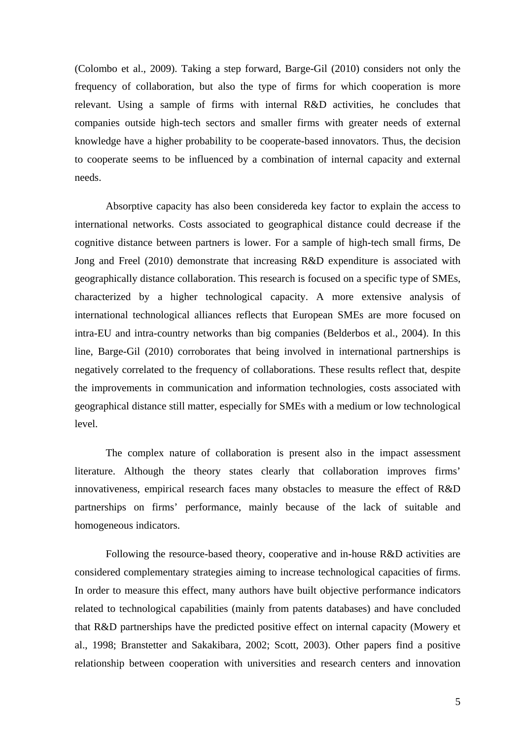(Colombo et al., 2009). Taking a step forward, Barge-Gil (2010) considers not only the frequency of collaboration, but also the type of firms for which cooperation is more relevant. Using a sample of firms with internal R&D activities, he concludes that companies outside high-tech sectors and smaller firms with greater needs of external knowledge have a higher probability to be cooperate-based innovators. Thus, the decision to cooperate seems to be influenced by a combination of internal capacity and external needs.

Absorptive capacity has also been considereda key factor to explain the access to international networks. Costs associated to geographical distance could decrease if the cognitive distance between partners is lower. For a sample of high-tech small firms, De Jong and Freel (2010) demonstrate that increasing R&D expenditure is associated with geographically distance collaboration. This research is focused on a specific type of SMEs, characterized by a higher technological capacity. A more extensive analysis of international technological alliances reflects that European SMEs are more focused on intra-EU and intra-country networks than big companies (Belderbos et al., 2004). In this line, Barge-Gil (2010) corroborates that being involved in international partnerships is negatively correlated to the frequency of collaborations. These results reflect that, despite the improvements in communication and information technologies, costs associated with geographical distance still matter, especially for SMEs with a medium or low technological level.

The complex nature of collaboration is present also in the impact assessment literature. Although the theory states clearly that collaboration improves firms' innovativeness, empirical research faces many obstacles to measure the effect of R&D partnerships on firms' performance, mainly because of the lack of suitable and homogeneous indicators.

Following the resource-based theory, cooperative and in-house R&D activities are considered complementary strategies aiming to increase technological capacities of firms. In order to measure this effect, many authors have built objective performance indicators related to technological capabilities (mainly from patents databases) and have concluded that R&D partnerships have the predicted positive effect on internal capacity (Mowery et al., 1998; Branstetter and Sakakibara, 2002; Scott, 2003). Other papers find a positive relationship between cooperation with universities and research centers and innovation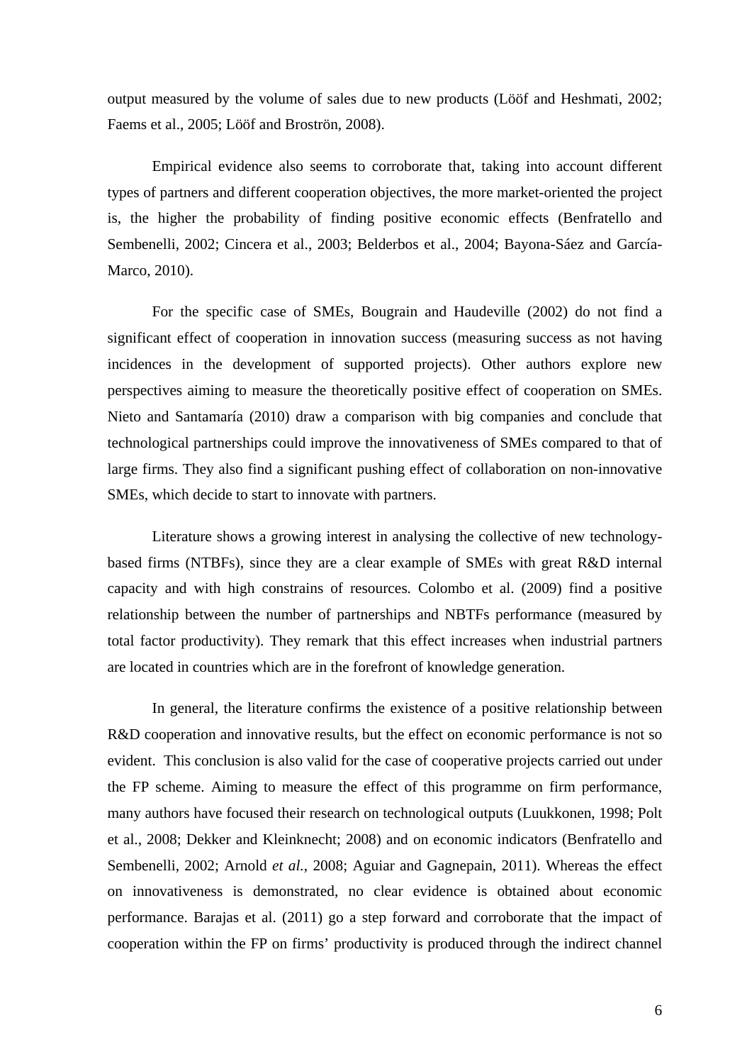output measured by the volume of sales due to new products (Lööf and Heshmati, 2002; Faems et al., 2005; Lööf and Broströn, 2008).

Empirical evidence also seems to corroborate that, taking into account different types of partners and different cooperation objectives, the more market-oriented the project is, the higher the probability of finding positive economic effects (Benfratello and Sembenelli, 2002; Cincera et al., 2003; Belderbos et al., 2004; Bayona-Sáez and García-Marco, 2010).

For the specific case of SMEs, Bougrain and Haudeville (2002) do not find a significant effect of cooperation in innovation success (measuring success as not having incidences in the development of supported projects). Other authors explore new perspectives aiming to measure the theoretically positive effect of cooperation on SMEs. Nieto and Santamaría (2010) draw a comparison with big companies and conclude that technological partnerships could improve the innovativeness of SMEs compared to that of large firms. They also find a significant pushing effect of collaboration on non-innovative SMEs, which decide to start to innovate with partners.

Literature shows a growing interest in analysing the collective of new technology-based firms (NTBFs), since they are a clear example of SMEs with great R&D internal capacity and with high constrains of resources. Colombo et al. (2009) find a positive relationship between the number of partnerships and NBTFs performance (measured by total factor productivity). They remark that this effect increases when industrial partners are located in countries which are in the forefront of knowledge generation.

In general, the literature confirms the existence of a positive relationship between R&D cooperation and innovative results, but the effect on economic performance is not so evident. This conclusion is also valid for the case of cooperative projects carried out under the FP scheme. Aiming to measure the effect of this programme on firm performance, many authors have focused their research on technological outputs (Luukkonen, 1998; Polt et al., 2008; Dekker and Kleinknecht; 2008) and on economic indicators (Benfratello and Sembenelli, 2002; Arnold *et al.*, 2008; Aguiar and Gagnepain, 2011). Whereas the effect on innovativeness is demonstrated, no clear evidence is obtained about economic performance. Barajas et al. (2011) go a step forward and corroborate that the impact of cooperation within the FP on firms' productivity is produced through the indirect channel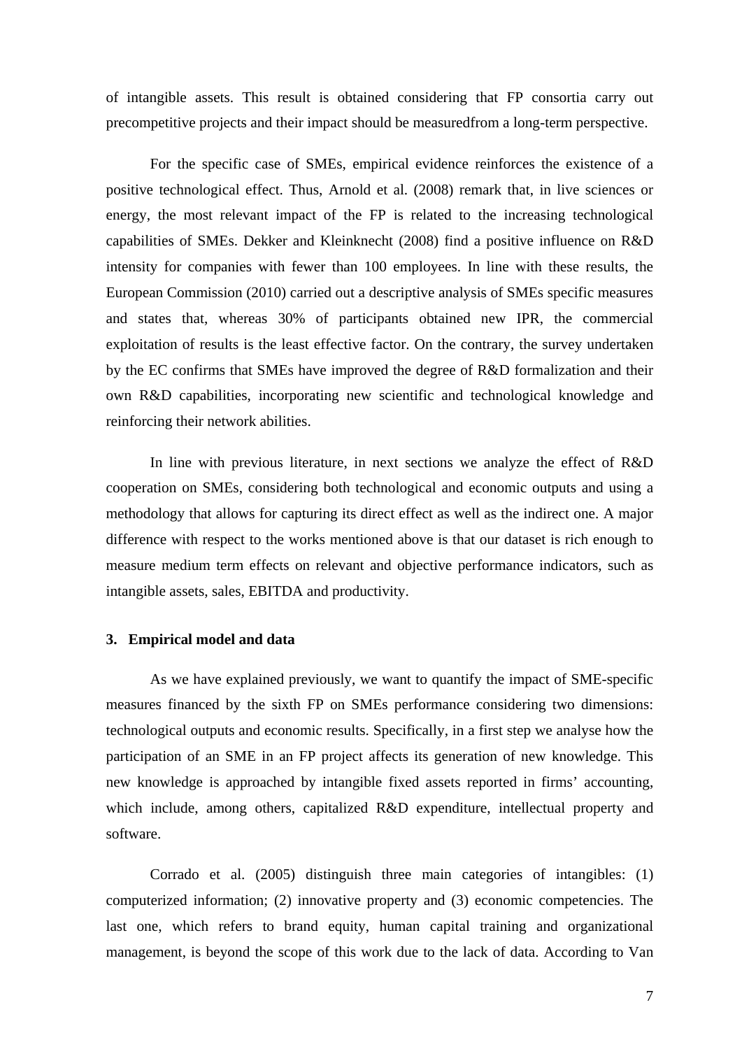of intangible assets. This result is obtained considering that FP consortia carry out precompetitive projects and their impact should be measuredfrom a long-term perspective.

For the specific case of SMEs, empirical evidence reinforces the existence of a positive technological effect. Thus, Arnold et al. (2008) remark that, in live sciences or energy, the most relevant impact of the FP is related to the increasing technological capabilities of SMEs. Dekker and Kleinknecht (2008) find a positive influence on R&D intensity for companies with fewer than 100 employees. In line with these results, the European Commission (2010) carried out a descriptive analysis of SMEs specific measures and states that, whereas 30% of participants obtained new IPR, the commercial exploitation of results is the least effective factor. On the contrary, the survey undertaken by the EC confirms that SMEs have improved the degree of R&D formalization and their own R&D capabilities, incorporating new scientific and technological knowledge and reinforcing their network abilities.

In line with previous literature, in next sections we analyze the effect of R&D cooperation on SMEs, considering both technological and economic outputs and using a methodology that allows for capturing its direct effect as well as the indirect one. A major difference with respect to the works mentioned above is that our dataset is rich enough to measure medium term effects on relevant and objective performance indicators, such as intangible assets, sales, EBITDA and productivity.

## 3. Empirical model and data

As we have explained previously, we want to quantify the impact of SME-specific measures financed by the sixth FP on SMEs performance considering two dimensions: technological outputs and economic results. Specifically, in a first step we analyse how the participation of an SME in an FP project affects its generation of new knowledge. This new knowledge is approached by intangible fixed assets reported in firms' accounting, which include, among others, capitalized R&D expenditure, intellectual property and software.

Corrado et al. (2005) distinguish three main categories of intangibles: (1) computerized information; (2) innovative property and (3) economic competencies. The last one, which refers to brand equity, human capital training and organizational management, is beyond the scope of this work due to the lack of data. According to Van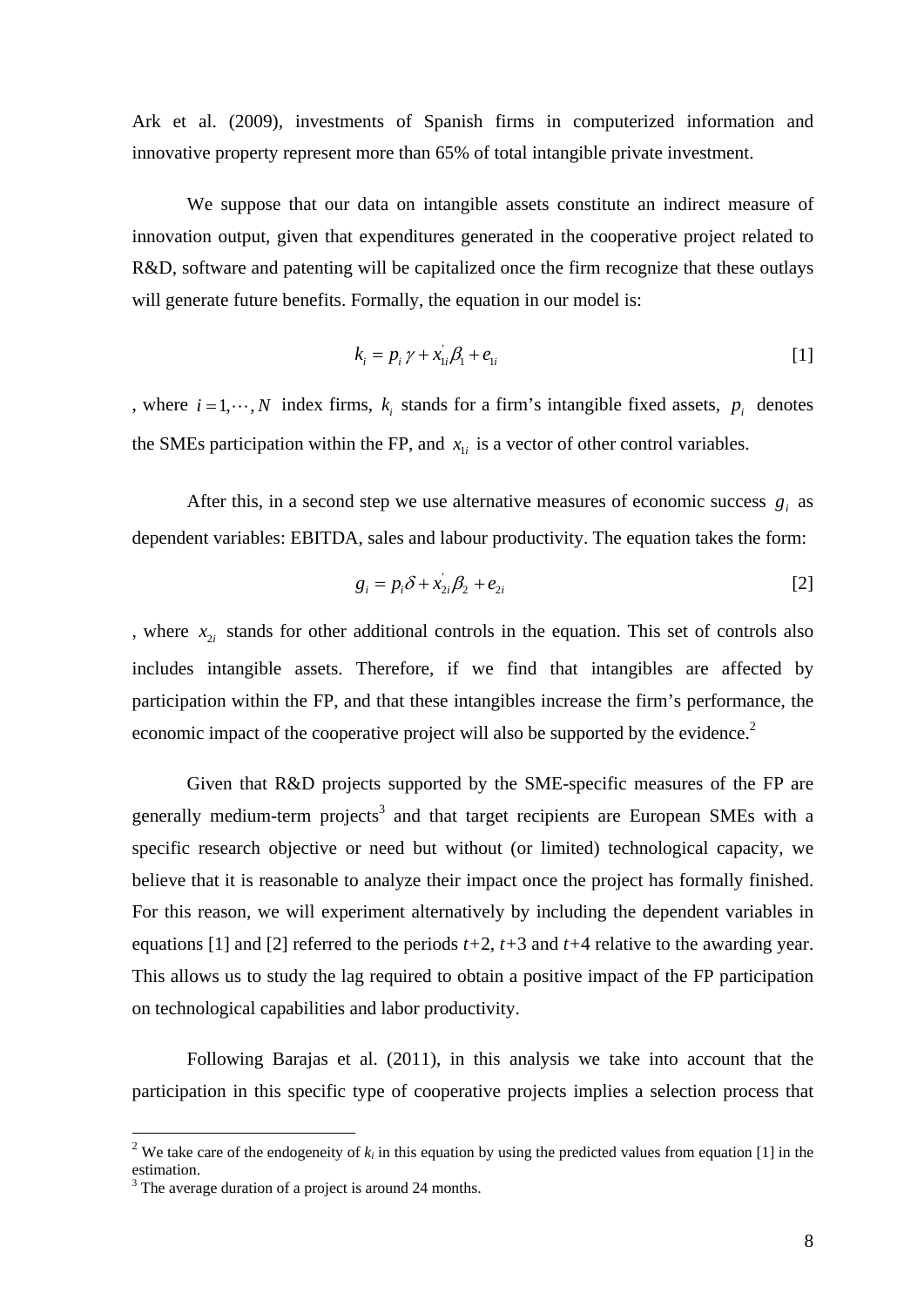Ark et al. (2009), investments of Spanish firms in computerized information and innovative property represent more than 65% of total intangible private investment.

We suppose that our data on intangible assets constitute an indirect measure of innovation output, given that expenditures generated in the cooperative project related to R&D, software and patenting will be capitalized once the firm recognize that these outlays will generate future benefits. Formally, the equation in our model is:

$$k_i = p_i \gamma + x_{1i}^{'} \beta_1 + e_{1i} \qquad [1]$$

, where $i = 1, \cdots, N$ index firms, $k_i$ stands for a firm's intangible fixed assets, $p_i$ denotes the SMEs participation within the FP, and $x_{1i}$ is a vector of other control variables.

After this, in a second step we use alternative measures of economic success $g_i$ as dependent variables: EBITDA, sales and labour productivity. The equation takes the form:

$$g_i = p_i \delta + x_{2i}^{'} \beta_2 + e_{2i} \qquad [2]$$

, where $x_{2i}$ stands for other additional controls in the equation. This set of controls also includes intangible assets. Therefore, if we find that intangibles are affected by participation within the FP, and that these intangibles increase the firm's performance, the economic impact of the cooperative project will also be supported by the evidence.[2]

Given that R&D projects supported by the SME-specific measures of the FP are generally medium-term projects[3] and that target recipients are European SMEs with a specific research objective or need but without (or limited) technological capacity, we believe that it is reasonable to analyze their impact once the project has formally finished. For this reason, we will experiment alternatively by including the dependent variables in equations [1] and [2] referred to the periods $t+2$, $t+3$ and $t+4$ relative to the awarding year. This allows us to study the lag required to obtain a positive impact of the FP participation on technological capabilities and labor productivity.

Following Barajas et al. (2011), in this analysis we take into account that the participation in this specific type of cooperative projects implies a selection process that

---

[2] We take care of the endogeneity of $k_i$ in this equation by using the predicted values from equation [1] in the estimation.

[3] The average duration of a project is around 24 months.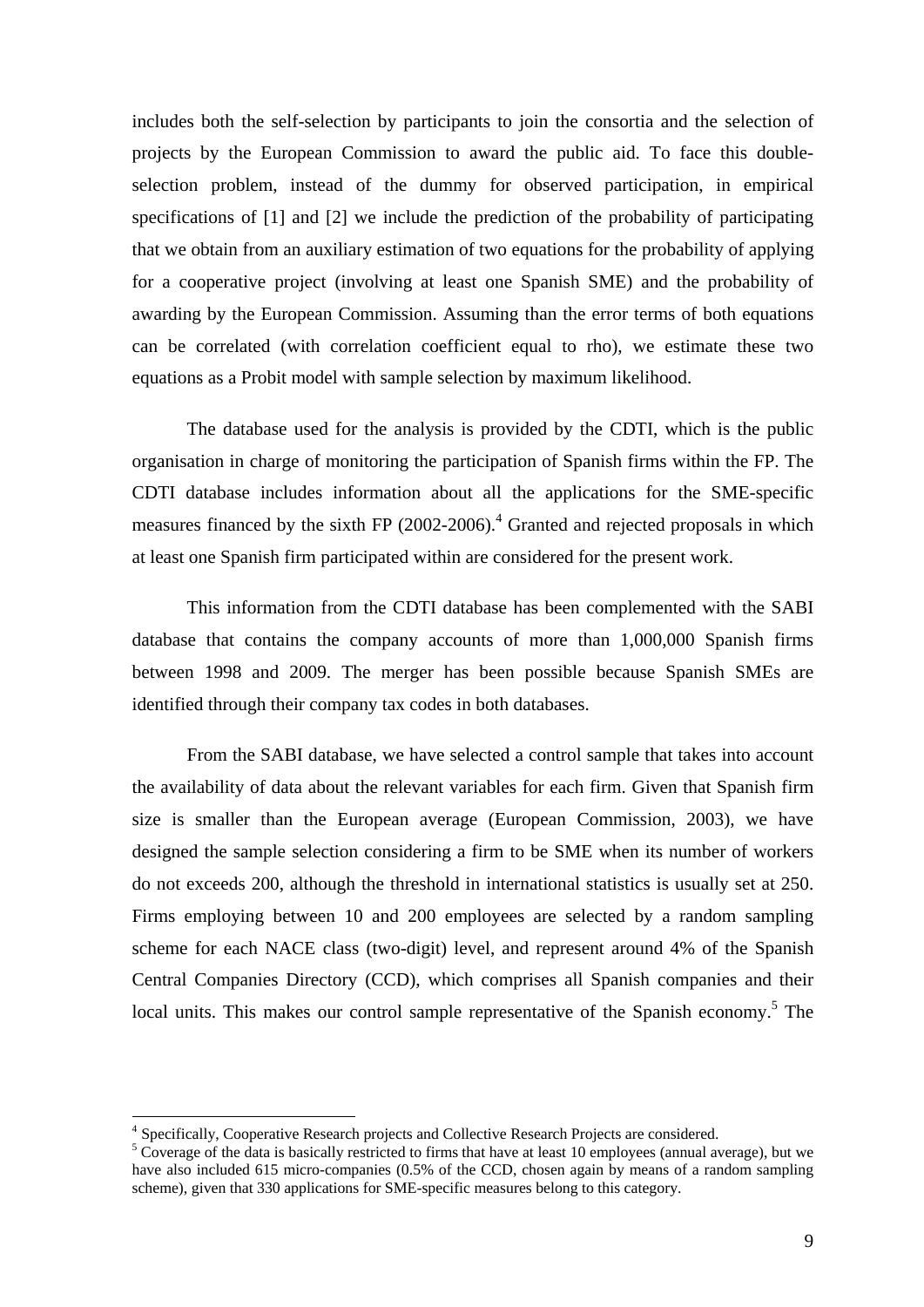includes both the self-selection by participants to join the consortia and the selection of projects by the European Commission to award the public aid. To face this double-selection problem, instead of the dummy for observed participation, in empirical specifications of [1] and [2] we include the prediction of the probability of participating that we obtain from an auxiliary estimation of two equations for the probability of applying for a cooperative project (involving at least one Spanish SME) and the probability of awarding by the European Commission. Assuming than the error terms of both equations can be correlated (with correlation coefficient equal to rho), we estimate these two equations as a Probit model with sample selection by maximum likelihood.

The database used for the analysis is provided by the CDTI, which is the public organisation in charge of monitoring the participation of Spanish firms within the FP. The CDTI database includes information about all the applications for the SME-specific measures financed by the sixth FP (2002-2006).[4] Granted and rejected proposals in which at least one Spanish firm participated within are considered for the present work.

This information from the CDTI database has been complemented with the SABI database that contains the company accounts of more than 1,000,000 Spanish firms between 1998 and 2009. The merger has been possible because Spanish SMEs are identified through their company tax codes in both databases.

From the SABI database, we have selected a control sample that takes into account the availability of data about the relevant variables for each firm. Given that Spanish firm size is smaller than the European average (European Commission, 2003), we have designed the sample selection considering a firm to be SME when its number of workers do not exceeds 200, although the threshold in international statistics is usually set at 250. Firms employing between 10 and 200 employees are selected by a random sampling scheme for each NACE class (two-digit) level, and represent around 4% of the Spanish Central Companies Directory (CCD), which comprises all Spanish companies and their local units. This makes our control sample representative of the Spanish economy.[5] The

---

[4] Specifically, Cooperative Research projects and Collective Research Projects are considered.

[5] Coverage of the data is basically restricted to firms that have at least 10 employees (annual average), but we have also included 615 micro-companies (0.5% of the CCD, chosen again by means of a random sampling scheme), given that 330 applications for SME-specific measures belong to this category.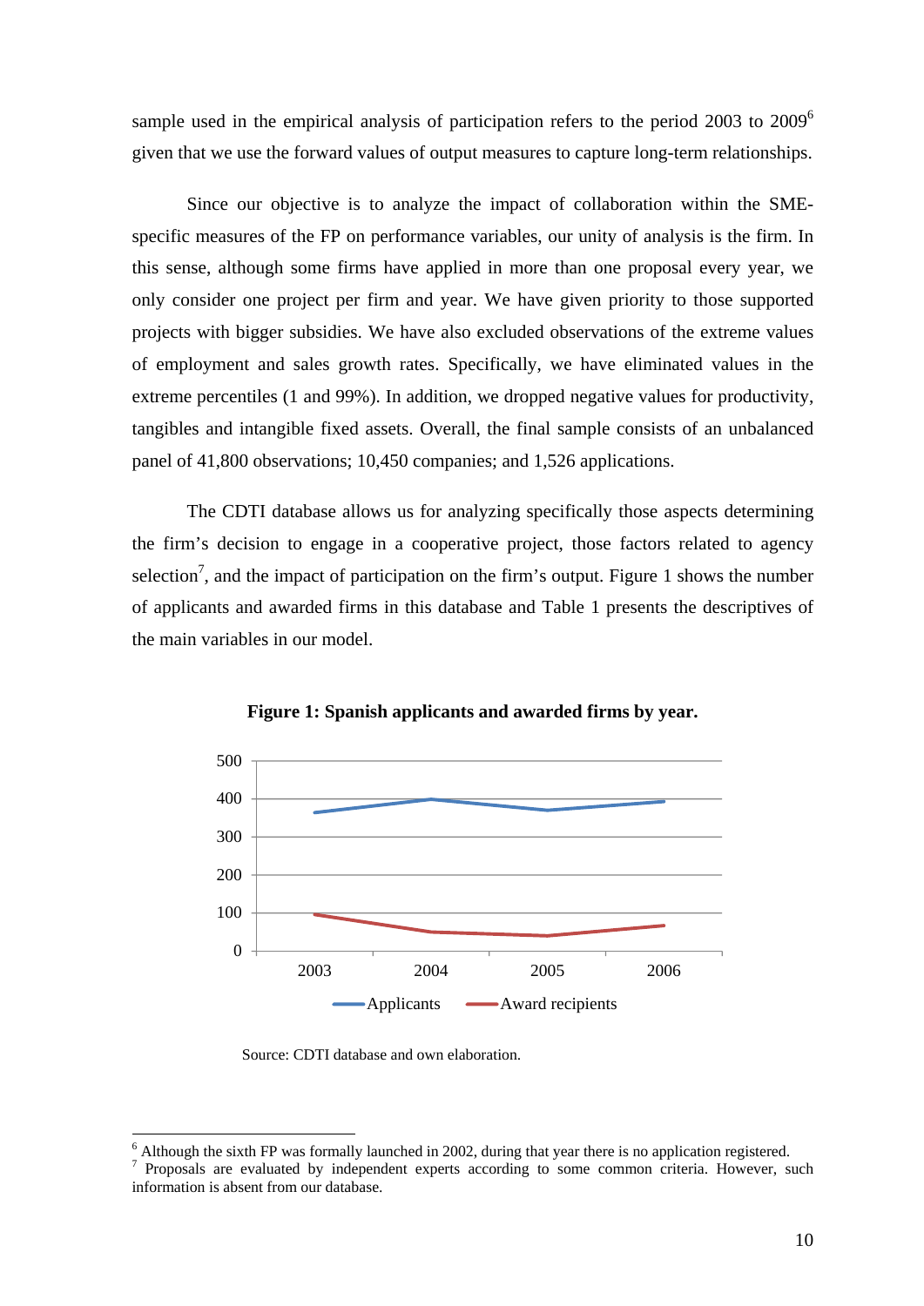sample used in the empirical analysis of participation refers to the period 2003 to 2009[6] given that we use the forward values of output measures to capture long-term relationships.

Since our objective is to analyze the impact of collaboration within the SME-specific measures of the FP on performance variables, our unity of analysis is the firm. In this sense, although some firms have applied in more than one proposal every year, we only consider one project per firm and year. We have given priority to those supported projects with bigger subsidies. We have also excluded observations of the extreme values of employment and sales growth rates. Specifically, we have eliminated values in the extreme percentiles (1 and 99%). In addition, we dropped negative values for productivity, tangibles and intangible fixed assets. Overall, the final sample consists of an unbalanced panel of 41,800 observations; 10,450 companies; and 1,526 applications.

The CDTI database allows us for analyzing specifically those aspects determining the firm's decision to engage in a cooperative project, those factors related to agency selection[7], and the impact of participation on the firm's output. Figure 1 shows the number of applicants and awarded firms in this database and Table 1 presents the descriptives of the main variables in our model.

**Figure 1: Spanish applicants and awarded firms by year.**

Source: CDTI database and own elaboration.

[6] Although the sixth FP was formally launched in 2002, during that year there is no application registered.

[7] Proposals are evaluated by independent experts according to some common criteria. However, such information is absent from our database.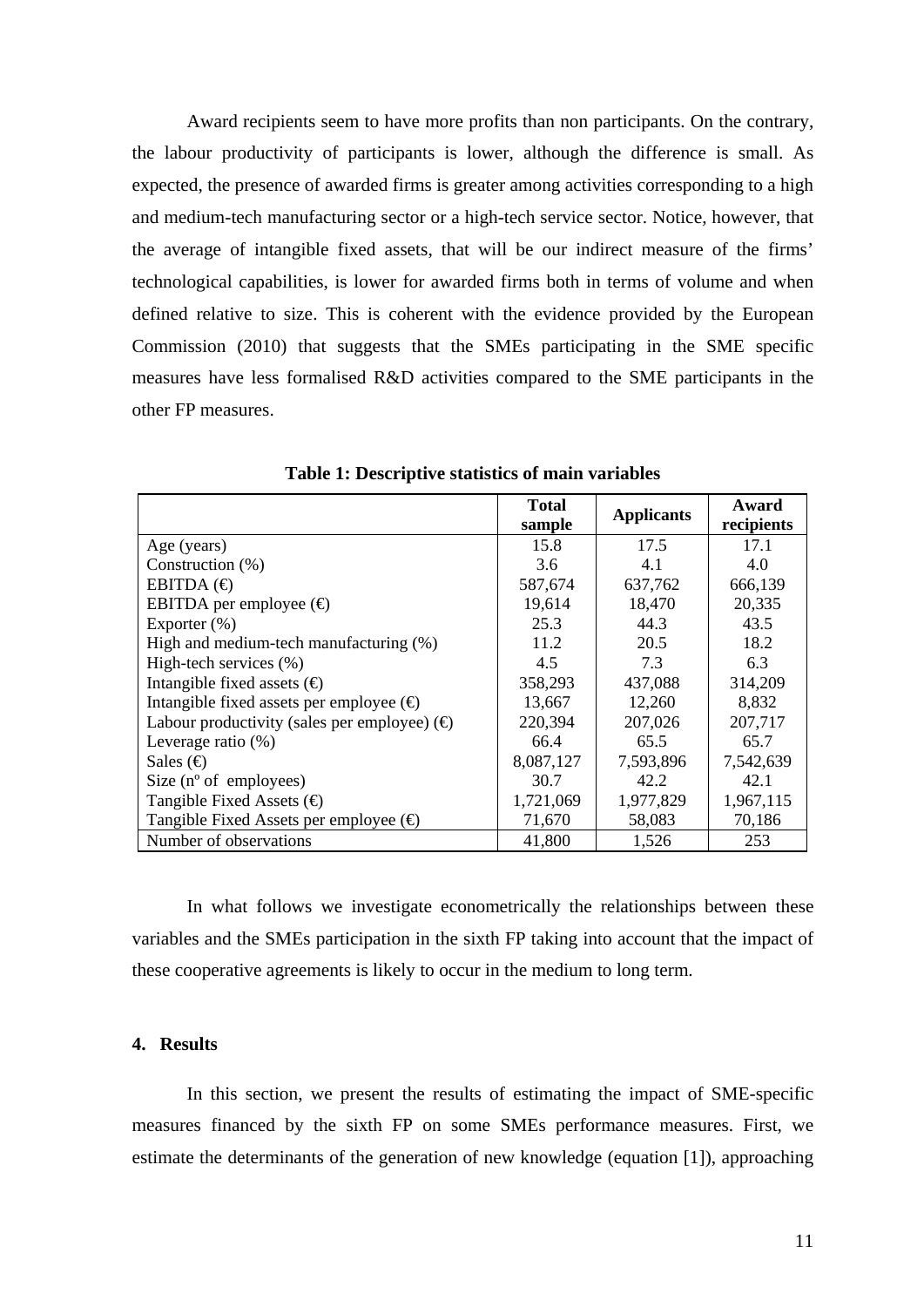Award recipients seem to have more profits than non participants. On the contrary, the labour productivity of participants is lower, although the difference is small. As expected, the presence of awarded firms is greater among activities corresponding to a high and medium-tech manufacturing sector or a high-tech service sector. Notice, however, that the average of intangible fixed assets, that will be our indirect measure of the firms' technological capabilities, is lower for awarded firms both in terms of volume and when defined relative to size. This is coherent with the evidence provided by the European Commission (2010) that suggests that the SMEs participating in the SME specific measures have less formalised R&D activities compared to the SME participants in the other FP measures.

**Table 1: Descriptive statistics of main variables**

| | Total sample | Applicants | Award recipients |
|---|---|---|---|
| Age (years) | 15.8 | 17.5 | 17.1 |
| Construction (%) | 3.6 | 4.1 | 4.0 |
| EBITDA (€) | 587,674 | 637,762 | 666,139 |
| EBITDA per employee (€) | 19,614 | 18,470 | 20,335 |
| Exporter (%) | 25.3 | 44.3 | 43.5 |
| High and medium-tech manufacturing (%) | 11.2 | 20.5 | 18.2 |
| High-tech services (%) | 4.5 | 7.3 | 6.3 |
| Intangible fixed assets (€) | 358,293 | 437,088 | 314,209 |
| Intangible fixed assets per employee (€) | 13,667 | 12,260 | 8,832 |
| Labour productivity (sales per employee) (€) | 220,394 | 207,026 | 207,717 |
| Leverage ratio (%) | 66.4 | 65.5 | 65.7 |
| Sales (€) | 8,087,127 | 7,593,896 | 7,542,639 |
| Size (nº of employees) | 30.7 | 42.2 | 42.1 |
| Tangible Fixed Assets (€) | 1,721,069 | 1,977,829 | 1,967,115 |
| Tangible Fixed Assets per employee (€) | 71,670 | 58,083 | 70,186 |
| Number of observations | 41,800 | 1,526 | 253 |

In what follows we investigate econometrically the relationships between these variables and the SMEs participation in the sixth FP taking into account that the impact of these cooperative agreements is likely to occur in the medium to long term.

## 4. Results

In this section, we present the results of estimating the impact of SME-specific measures financed by the sixth FP on some SMEs performance measures. First, we estimate the determinants of the generation of new knowledge (equation [1]), approaching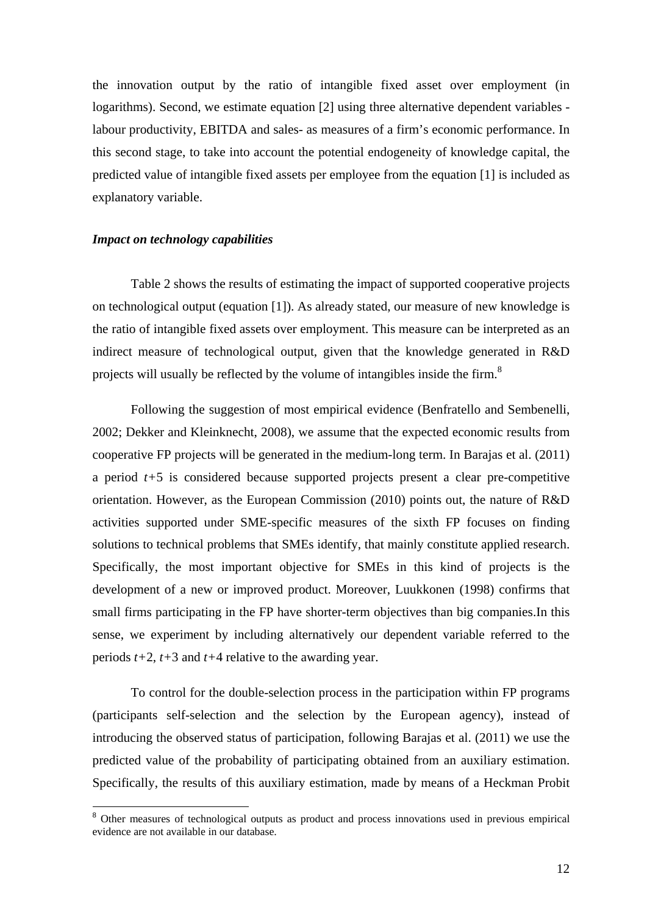the innovation output by the ratio of intangible fixed asset over employment (in logarithms). Second, we estimate equation [2] using three alternative dependent variables - labour productivity, EBITDA and sales- as measures of a firm's economic performance. In this second stage, to take into account the potential endogeneity of knowledge capital, the predicted value of intangible fixed assets per employee from the equation [1] is included as explanatory variable.

### *Impact on technology capabilities*

Table 2 shows the results of estimating the impact of supported cooperative projects on technological output (equation [1]). As already stated, our measure of new knowledge is the ratio of intangible fixed assets over employment. This measure can be interpreted as an indirect measure of technological output, given that the knowledge generated in R&D projects will usually be reflected by the volume of intangibles inside the firm.[8]

Following the suggestion of most empirical evidence (Benfratello and Sembenelli, 2002; Dekker and Kleinknecht, 2008), we assume that the expected economic results from cooperative FP projects will be generated in the medium-long term. In Barajas et al. (2011) a period $t+5$ is considered because supported projects present a clear pre-competitive orientation. However, as the European Commission (2010) points out, the nature of R&D activities supported under SME-specific measures of the sixth FP focuses on finding solutions to technical problems that SMEs identify, that mainly constitute applied research. Specifically, the most important objective for SMEs in this kind of projects is the development of a new or improved product. Moreover, Luukkonen (1998) confirms that small firms participating in the FP have shorter-term objectives than big companies.In this sense, we experiment by including alternatively our dependent variable referred to the periods $t+2$, $t+3$ and $t+4$ relative to the awarding year.

To control for the double-selection process in the participation within FP programs (participants self-selection and the selection by the European agency), instead of introducing the observed status of participation, following Barajas et al. (2011) we use the predicted value of the probability of participating obtained from an auxiliary estimation. Specifically, the results of this auxiliary estimation, made by means of a Heckman Probit

[8] Other measures of technological outputs as product and process innovations used in previous empirical evidence are not available in our database.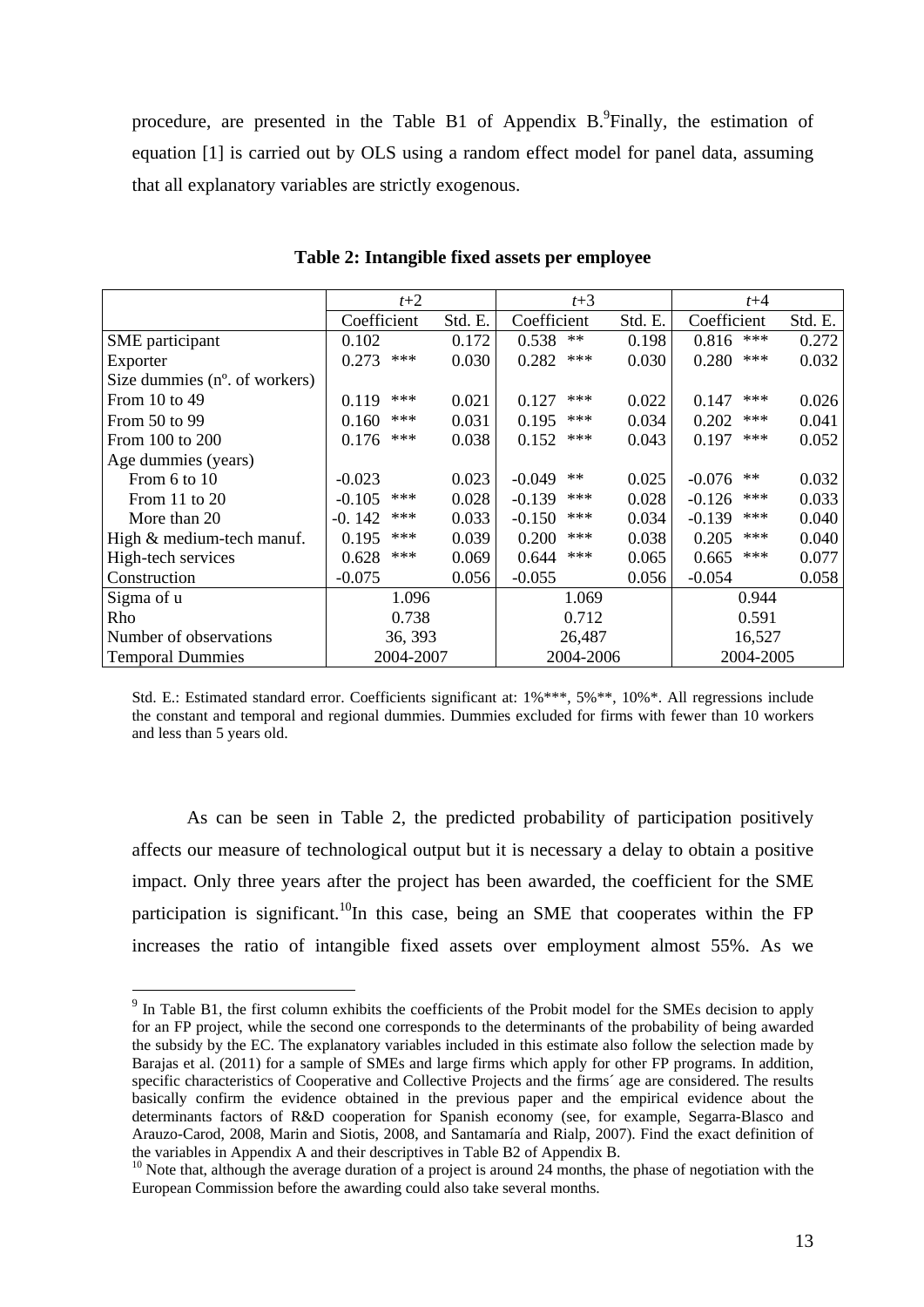procedure, are presented in the Table B1 of Appendix B.[9] Finally, the estimation of equation [1] is carried out by OLS using a random effect model for panel data, assuming that all explanatory variables are strictly exogenous.

**Table 2: Intangible fixed assets per employee**

| | *t*+2 | | | *t*+3 | | | *t*+4 | | |
|---|---|---|---|---|---|---|---|---|---|
| | Coefficient | | Std. E. | Coefficient | | Std. E. | Coefficient | | Std. E. |
| SME participant | 0.102 | | 0.172 | 0.538 | ** | 0.198 | 0.816 | *** | 0.272 |
| Exporter | 0.273 | *** | 0.030 | 0.282 | *** | 0.030 | 0.280 | *** | 0.032 |
| Size dummies (nº. of workers) | | | | | | | | | |
| From 10 to 49 | 0.119 | *** | 0.021 | 0.127 | *** | 0.022 | 0.147 | *** | 0.026 |
| From 50 to 99 | 0.160 | *** | 0.031 | 0.195 | *** | 0.034 | 0.202 | *** | 0.041 |
| From 100 to 200 | 0.176 | *** | 0.038 | 0.152 | *** | 0.043 | 0.197 | *** | 0.052 |
| Age dummies (years) | | | | | | | | | |
| From 6 to 10 | -0.023 | | 0.023 | -0.049 | ** | 0.025 | -0.076 | ** | 0.032 |
| From 11 to 20 | -0.105 | *** | 0.028 | -0.139 | *** | 0.028 | -0.126 | *** | 0.033 |
| More than 20 | -0. 142 | *** | 0.033 | -0.150 | *** | 0.034 | -0.139 | *** | 0.040 |
| High & medium-tech manuf. | 0.195 | *** | 0.039 | 0.200 | *** | 0.038 | 0.205 | *** | 0.040 |
| High-tech services | 0.628 | *** | 0.069 | 0.644 | *** | 0.065 | 0.665 | *** | 0.077 |
| Construction | -0.075 | | 0.056 | -0.055 | | 0.056 | -0.054 | | 0.058 |
| Sigma of u | 1.096 | | | 1.069 | | | 0.944 | | |
| Rho | 0.738 | | | 0.712 | | | 0.591 | | |
| Number of observations | 36, 393 | | | 26,487 | | | 16,527 | | |
| Temporal Dummies | 2004-2007 | | | 2004-2006 | | | 2004-2005 | | |

Std. E.: Estimated standard error. Coefficients significant at: 1%***, 5%**, 10%*. All regressions include the constant and temporal and regional dummies. Dummies excluded for firms with fewer than 10 workers and less than 5 years old.

As can be seen in Table 2, the predicted probability of participation positively affects our measure of technological output but it is necessary a delay to obtain a positive impact. Only three years after the project has been awarded, the coefficient for the SME participation is significant.[10] In this case, being an SME that cooperates within the FP increases the ratio of intangible fixed assets over employment almost 55%. As we

[9] In Table B1, the first column exhibits the coefficients of the Probit model for the SMEs decision to apply for an FP project, while the second one corresponds to the determinants of the probability of being awarded the subsidy by the EC. The explanatory variables included in this estimate also follow the selection made by Barajas et al. (2011) for a sample of SMEs and large firms which apply for other FP programs. In addition, specific characteristics of Cooperative and Collective Projects and the firms´ age are considered. The results basically confirm the evidence obtained in the previous paper and the empirical evidence about the determinants factors of R&D cooperation for Spanish economy (see, for example, Segarra-Blasco and Arauzo-Carod, 2008, Marin and Siotis, 2008, and Santamaría and Rialp, 2007). Find the exact definition of the variables in Appendix A and their descriptives in Table B2 of Appendix B.

[10] Note that, although the average duration of a project is around 24 months, the phase of negotiation with the European Commission before the awarding could also take several months.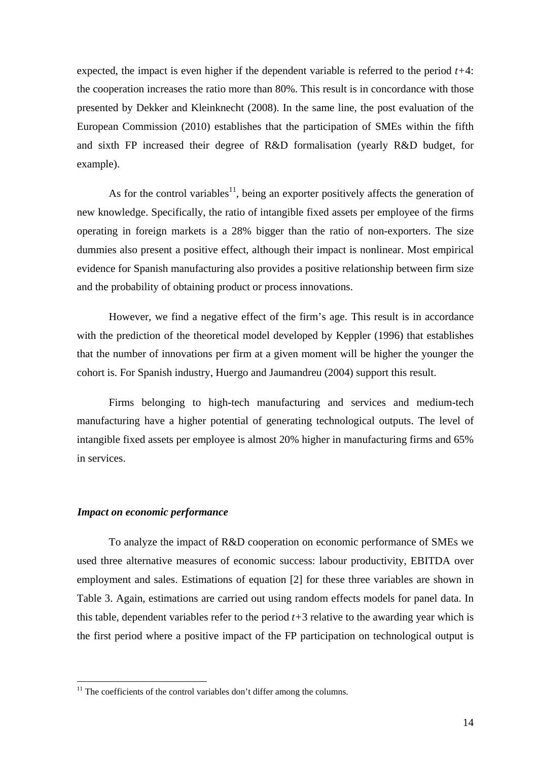expected, the impact is even higher if the dependent variable is referred to the period $t+4$: the cooperation increases the ratio more than 80%. This result is in concordance with those presented by Dekker and Kleinknecht (2008). In the same line, the post evaluation of the European Commission (2010) establishes that the participation of SMEs within the fifth and sixth FP increased their degree of R&D formalisation (yearly R&D budget, for example).

As for the control variables[11], being an exporter positively affects the generation of new knowledge. Specifically, the ratio of intangible fixed assets per employee of the firms operating in foreign markets is a 28% bigger than the ratio of non-exporters. The size dummies also present a positive effect, although their impact is nonlinear. Most empirical evidence for Spanish manufacturing also provides a positive relationship between firm size and the probability of obtaining product or process innovations.

However, we find a negative effect of the firm's age. This result is in accordance with the prediction of the theoretical model developed by Keppler (1996) that establishes that the number of innovations per firm at a given moment will be higher the younger the cohort is. For Spanish industry, Huergo and Jaumandreu (2004) support this result.

Firms belonging to high-tech manufacturing and services and medium-tech manufacturing have a higher potential of generating technological outputs. The level of intangible fixed assets per employee is almost 20% higher in manufacturing firms and 65% in services.

***Impact on economic performance***

To analyze the impact of R&D cooperation on economic performance of SMEs we used three alternative measures of economic success: labour productivity, EBITDA over employment and sales. Estimations of equation [2] for these three variables are shown in Table 3. Again, estimations are carried out using random effects models for panel data. In this table, dependent variables refer to the period $t+3$ relative to the awarding year which is the first period where a positive impact of the FP participation on technological output is

[11] The coefficients of the control variables don't differ among the columns.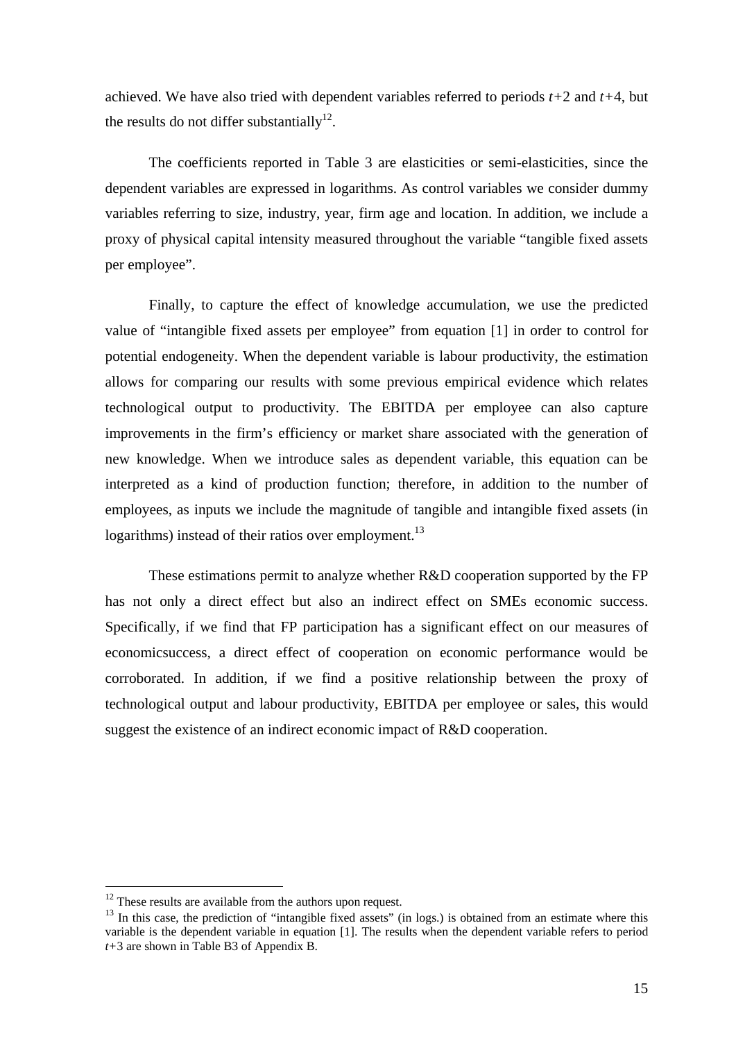achieved. We have also tried with dependent variables referred to periods *t*+2 and *t*+4, but the results do not differ substantially[12].

The coefficients reported in Table 3 are elasticities or semi-elasticities, since the dependent variables are expressed in logarithms. As control variables we consider dummy variables referring to size, industry, year, firm age and location. In addition, we include a proxy of physical capital intensity measured throughout the variable "tangible fixed assets per employee".

Finally, to capture the effect of knowledge accumulation, we use the predicted value of "intangible fixed assets per employee" from equation [1] in order to control for potential endogeneity. When the dependent variable is labour productivity, the estimation allows for comparing our results with some previous empirical evidence which relates technological output to productivity. The EBITDA per employee can also capture improvements in the firm's efficiency or market share associated with the generation of new knowledge. When we introduce sales as dependent variable, this equation can be interpreted as a kind of production function; therefore, in addition to the number of employees, as inputs we include the magnitude of tangible and intangible fixed assets (in logarithms) instead of their ratios over employment.[13]

These estimations permit to analyze whether R&D cooperation supported by the FP has not only a direct effect but also an indirect effect on SMEs economic success. Specifically, if we find that FP participation has a significant effect on our measures of economicsuccess, a direct effect of cooperation on economic performance would be corroborated. In addition, if we find a positive relationship between the proxy of technological output and labour productivity, EBITDA per employee or sales, this would suggest the existence of an indirect economic impact of R&D cooperation.

---

[12] These results are available from the authors upon request.

[13] In this case, the prediction of "intangible fixed assets" (in logs.) is obtained from an estimate where this variable is the dependent variable in equation [1]. The results when the dependent variable refers to period *t*+3 are shown in Table B3 of Appendix B.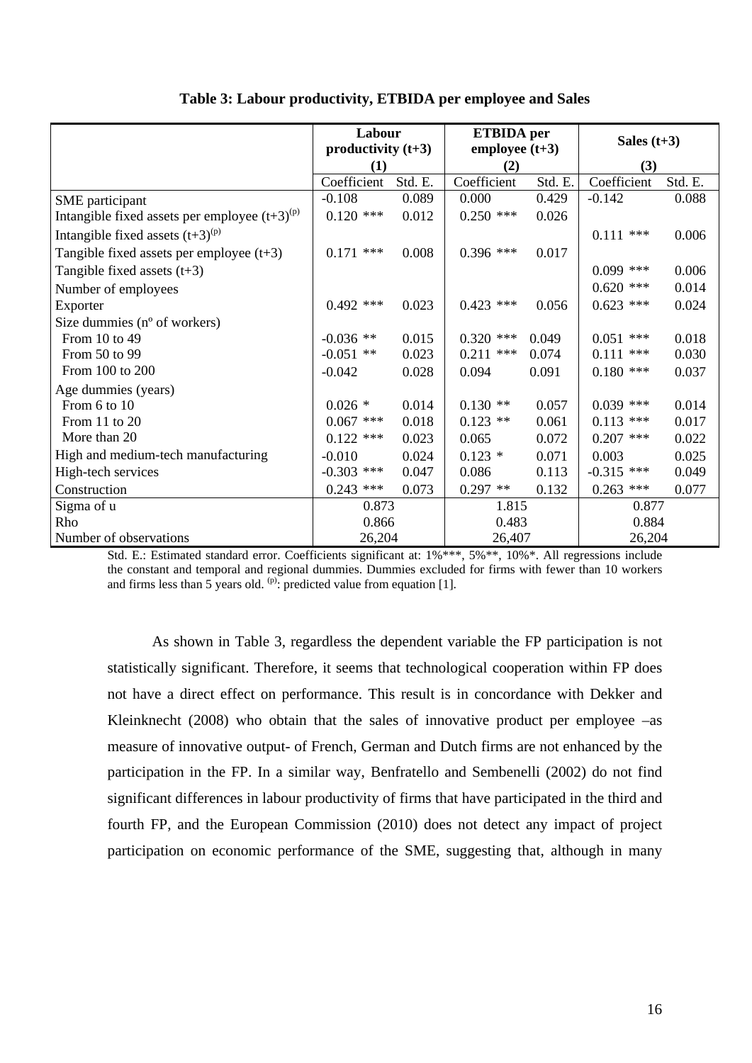**Table 3: Labour productivity, ETBIDA per employee and Sales**

| | Labour productivity (t+3) (1) | | ETBIDA per employee (t+3) (2) | | Sales (t+3) (3) | |
|---|---|---|---|---|---|---|
| | Coefficient | Std. E. | Coefficient | Std. E. | Coefficient | Std. E. |
| SME participant | -0.108 | 0.089 | 0.000 | 0.429 | -0.142 | 0.088 |
| Intangible fixed assets per employee (t+3)[(p)] | 0.120 *** | 0.012 | 0.250 *** | 0.026 | | |
| Intangible fixed assets (t+3)[(p)] | | | | | 0.111 *** | 0.006 |
| Tangible fixed assets per employee (t+3) | 0.171 *** | 0.008 | 0.396 *** | 0.017 | | |
| Tangible fixed assets (t+3) | | | | | 0.099 *** | 0.006 |
| Number of employees | | | | | 0.620 *** | 0.014 |
| Exporter | 0.492 *** | 0.023 | 0.423 *** | 0.056 | 0.623 *** | 0.024 |
| Size dummies (nº of workers) | | | | | | |
| From 10 to 49 | -0.036 ** | 0.015 | 0.320 *** | 0.049 | 0.051 *** | 0.018 |
| From 50 to 99 | -0.051 ** | 0.023 | 0.211 *** | 0.074 | 0.111 *** | 0.030 |
| From 100 to 200 | -0.042 | 0.028 | 0.094 | 0.091 | 0.180 *** | 0.037 |
| Age dummies (years) | | | | | | |
| From 6 to 10 | 0.026 * | 0.014 | 0.130 ** | 0.057 | 0.039 *** | 0.014 |
| From 11 to 20 | 0.067 *** | 0.018 | 0.123 ** | 0.061 | 0.113 *** | 0.017 |
| More than 20 | 0.122 *** | 0.023 | 0.065 | 0.072 | 0.207 *** | 0.022 |
| High and medium-tech manufacturing | -0.010 | 0.024 | 0.123 * | 0.071 | 0.003 | 0.025 |
| High-tech services | -0.303 *** | 0.047 | 0.086 | 0.113 | -0.315 *** | 0.049 |
| Construction | 0.243 *** | 0.073 | 0.297 ** | 0.132 | 0.263 *** | 0.077 |
| Sigma of u | 0.873 | | 1.815 | | 0.877 | |
| Rho | 0.866 | | 0.483 | | 0.884 | |
| Number of observations | 26,204 | | 26,407 | | 26,204 | |

Std. E.: Estimated standard error. Coefficients significant at: 1%***, 5%**, 10%*. All regressions include the constant and temporal and regional dummies. Dummies excluded for firms with fewer than 10 workers and firms less than 5 years old. [(p)]: predicted value from equation [1].

As shown in Table 3, regardless the dependent variable the FP participation is not statistically significant. Therefore, it seems that technological cooperation within FP does not have a direct effect on performance. This result is in concordance with Dekker and Kleinknecht (2008) who obtain that the sales of innovative product per employee –as measure of innovative output- of French, German and Dutch firms are not enhanced by the participation in the FP. In a similar way, Benfratello and Sembenelli (2002) do not find significant differences in labour productivity of firms that have participated in the third and fourth FP, and the European Commission (2010) does not detect any impact of project participation on economic performance of the SME, suggesting that, although in many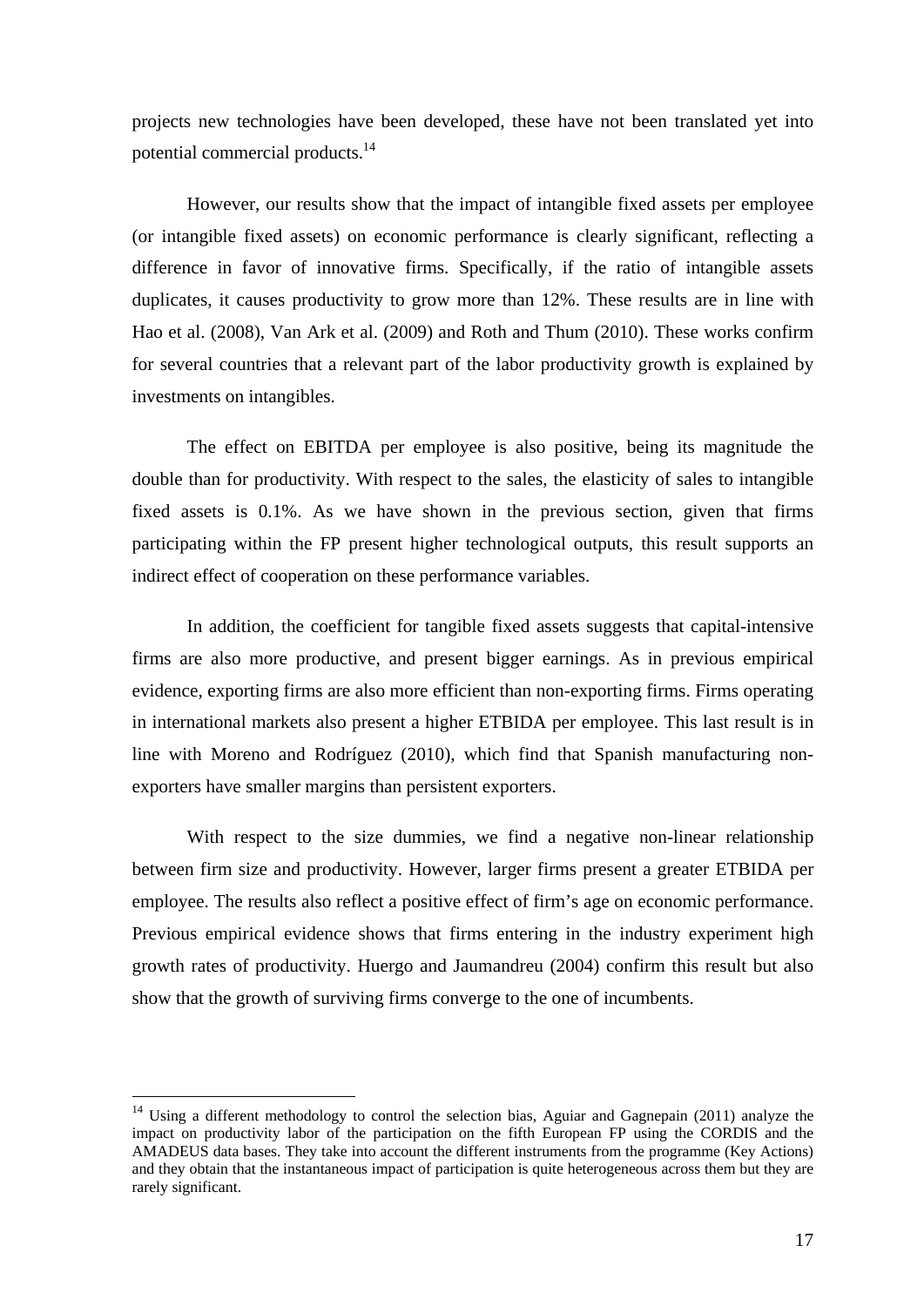projects new technologies have been developed, these have not been translated yet into potential commercial products.[14]

However, our results show that the impact of intangible fixed assets per employee (or intangible fixed assets) on economic performance is clearly significant, reflecting a difference in favor of innovative firms. Specifically, if the ratio of intangible assets duplicates, it causes productivity to grow more than 12%. These results are in line with Hao et al. (2008), Van Ark et al. (2009) and Roth and Thum (2010). These works confirm for several countries that a relevant part of the labor productivity growth is explained by investments on intangibles.

The effect on EBITDA per employee is also positive, being its magnitude the double than for productivity. With respect to the sales, the elasticity of sales to intangible fixed assets is 0.1%. As we have shown in the previous section, given that firms participating within the FP present higher technological outputs, this result supports an indirect effect of cooperation on these performance variables.

In addition, the coefficient for tangible fixed assets suggests that capital-intensive firms are also more productive, and present bigger earnings. As in previous empirical evidence, exporting firms are also more efficient than non-exporting firms. Firms operating in international markets also present a higher ETBIDA per employee. This last result is in line with Moreno and Rodríguez (2010), which find that Spanish manufacturing non-exporters have smaller margins than persistent exporters.

With respect to the size dummies, we find a negative non-linear relationship between firm size and productivity. However, larger firms present a greater ETBIDA per employee. The results also reflect a positive effect of firm's age on economic performance. Previous empirical evidence shows that firms entering in the industry experiment high growth rates of productivity. Huergo and Jaumandreu (2004) confirm this result but also show that the growth of surviving firms converge to the one of incumbents.

---

[14] Using a different methodology to control the selection bias, Aguiar and Gagnepain (2011) analyze the impact on productivity labor of the participation on the fifth European FP using the CORDIS and the AMADEUS data bases. They take into account the different instruments from the programme (Key Actions) and they obtain that the instantaneous impact of participation is quite heterogeneous across them but they are rarely significant.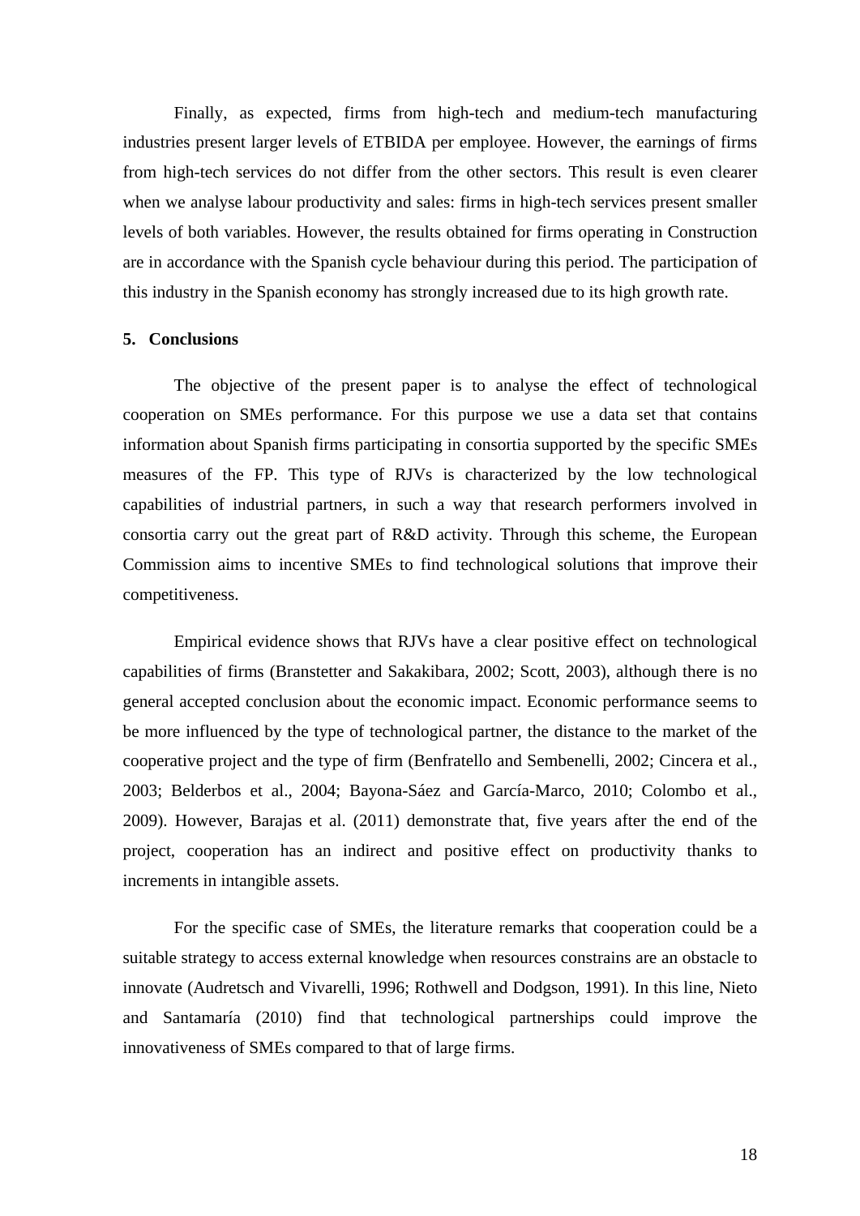Finally, as expected, firms from high-tech and medium-tech manufacturing industries present larger levels of ETBIDA per employee. However, the earnings of firms from high-tech services do not differ from the other sectors. This result is even clearer when we analyse labour productivity and sales: firms in high-tech services present smaller levels of both variables. However, the results obtained for firms operating in Construction are in accordance with the Spanish cycle behaviour during this period. The participation of this industry in the Spanish economy has strongly increased due to its high growth rate.

## 5. Conclusions

The objective of the present paper is to analyse the effect of technological cooperation on SMEs performance. For this purpose we use a data set that contains information about Spanish firms participating in consortia supported by the specific SMEs measures of the FP. This type of RJVs is characterized by the low technological capabilities of industrial partners, in such a way that research performers involved in consortia carry out the great part of R&D activity. Through this scheme, the European Commission aims to incentive SMEs to find technological solutions that improve their competitiveness.

Empirical evidence shows that RJVs have a clear positive effect on technological capabilities of firms (Branstetter and Sakakibara, 2002; Scott, 2003), although there is no general accepted conclusion about the economic impact. Economic performance seems to be more influenced by the type of technological partner, the distance to the market of the cooperative project and the type of firm (Benfratello and Sembenelli, 2002; Cincera et al., 2003; Belderbos et al., 2004; Bayona-Sáez and García-Marco, 2010; Colombo et al., 2009). However, Barajas et al. (2011) demonstrate that, five years after the end of the project, cooperation has an indirect and positive effect on productivity thanks to increments in intangible assets.

For the specific case of SMEs, the literature remarks that cooperation could be a suitable strategy to access external knowledge when resources constrains are an obstacle to innovate (Audretsch and Vivarelli, 1996; Rothwell and Dodgson, 1991). In this line, Nieto and Santamaría (2010) find that technological partnerships could improve the innovativeness of SMEs compared to that of large firms.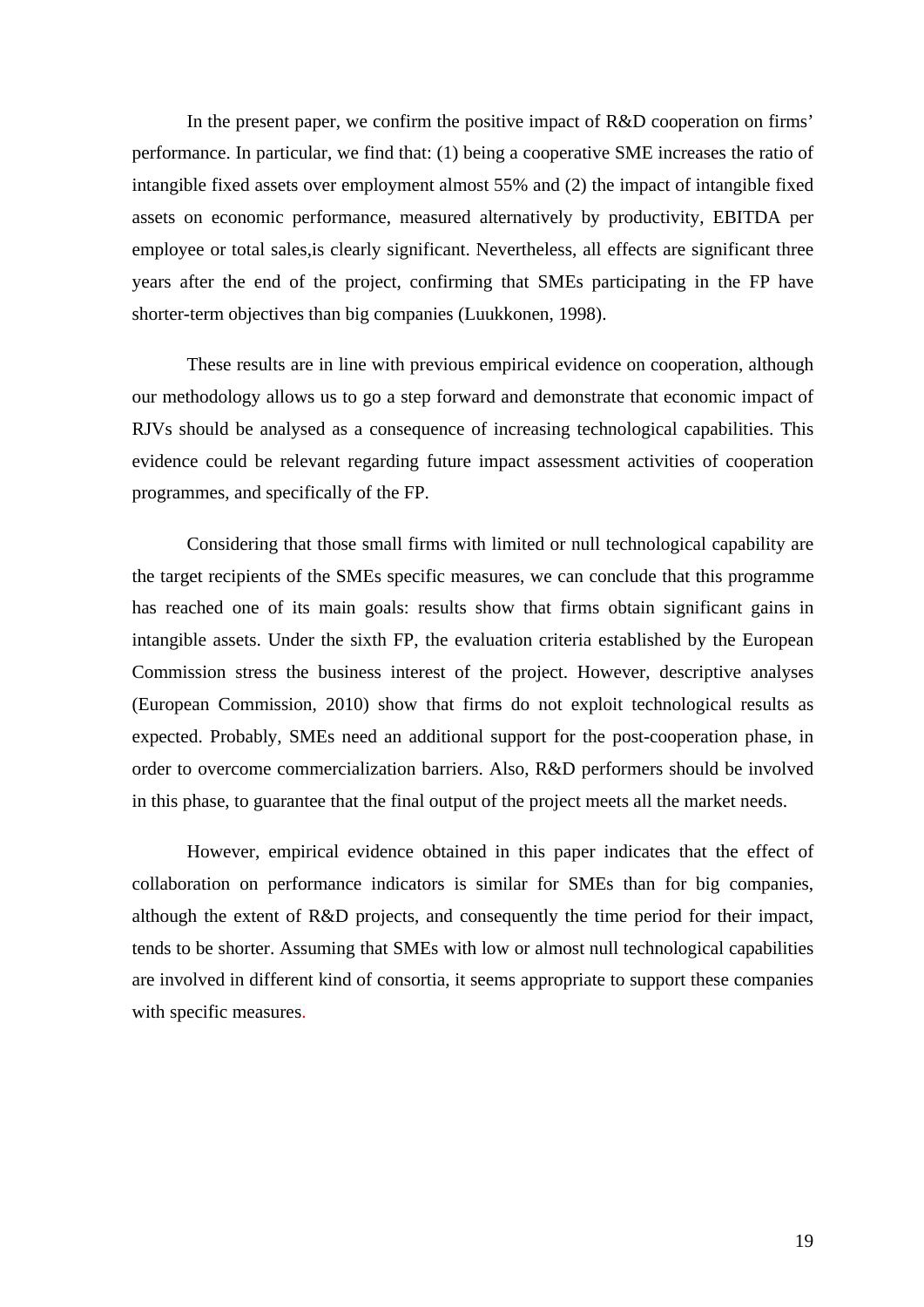In the present paper, we confirm the positive impact of R&D cooperation on firms' performance. In particular, we find that: (1) being a cooperative SME increases the ratio of intangible fixed assets over employment almost 55% and (2) the impact of intangible fixed assets on economic performance, measured alternatively by productivity, EBITDA per employee or total sales,is clearly significant. Nevertheless, all effects are significant three years after the end of the project, confirming that SMEs participating in the FP have shorter-term objectives than big companies (Luukkonen, 1998).

These results are in line with previous empirical evidence on cooperation, although our methodology allows us to go a step forward and demonstrate that economic impact of RJVs should be analysed as a consequence of increasing technological capabilities. This evidence could be relevant regarding future impact assessment activities of cooperation programmes, and specifically of the FP.

Considering that those small firms with limited or null technological capability are the target recipients of the SMEs specific measures, we can conclude that this programme has reached one of its main goals: results show that firms obtain significant gains in intangible assets. Under the sixth FP, the evaluation criteria established by the European Commission stress the business interest of the project. However, descriptive analyses (European Commission, 2010) show that firms do not exploit technological results as expected. Probably, SMEs need an additional support for the post-cooperation phase, in order to overcome commercialization barriers. Also, R&D performers should be involved in this phase, to guarantee that the final output of the project meets all the market needs.

However, empirical evidence obtained in this paper indicates that the effect of collaboration on performance indicators is similar for SMEs than for big companies, although the extent of R&D projects, and consequently the time period for their impact, tends to be shorter. Assuming that SMEs with low or almost null technological capabilities are involved in different kind of consortia, it seems appropriate to support these companies with specific measures.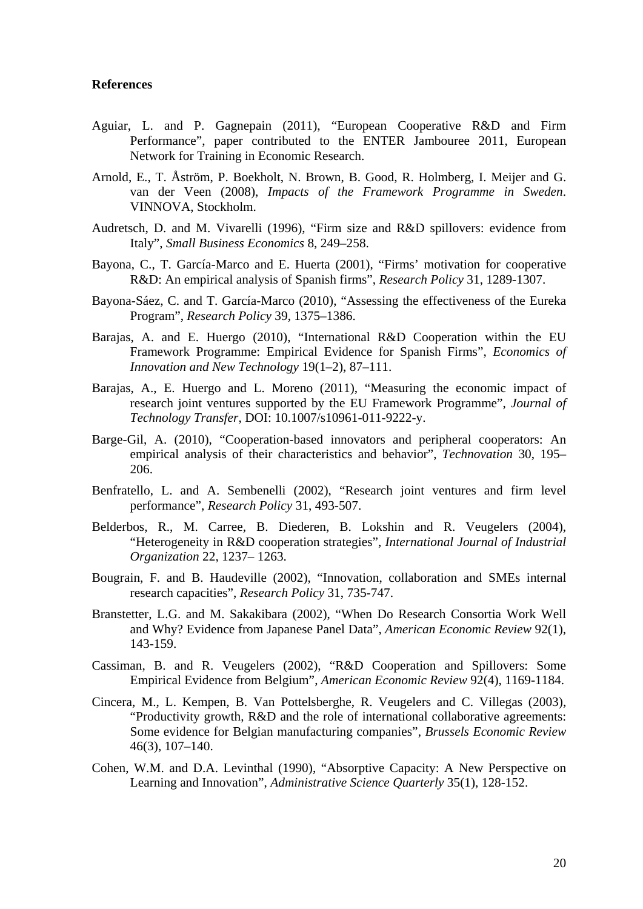**References**

Aguiar, L. and P. Gagnepain (2011), "European Cooperative R&D and Firm Performance", paper contributed to the ENTER Jambouree 2011, European Network for Training in Economic Research.

Arnold, E., T. Åström, P. Boekholt, N. Brown, B. Good, R. Holmberg, I. Meijer and G. van der Veen (2008), *Impacts of the Framework Programme in Sweden*. VINNOVA, Stockholm.

Audretsch, D. and M. Vivarelli (1996), "Firm size and R&D spillovers: evidence from Italy", *Small Business Economics* 8, 249–258.

Bayona, C., T. García-Marco and E. Huerta (2001), "Firms' motivation for cooperative R&D: An empirical analysis of Spanish firms", *Research Policy* 31, 1289-1307.

Bayona-Sáez, C. and T. García-Marco (2010), "Assessing the effectiveness of the Eureka Program", *Research Policy* 39, 1375–1386.

Barajas, A. and E. Huergo (2010), "International R&D Cooperation within the EU Framework Programme: Empirical Evidence for Spanish Firms", *Economics of Innovation and New Technology* 19(1–2), 87–111.

Barajas, A., E. Huergo and L. Moreno (2011), "Measuring the economic impact of research joint ventures supported by the EU Framework Programme", *Journal of Technology Transfer*, DOI: 10.1007/s10961-011-9222-y.

Barge-Gil, A. (2010), "Cooperation-based innovators and peripheral cooperators: An empirical analysis of their characteristics and behavior", *Technovation* 30, 195–206.

Benfratello, L. and A. Sembenelli (2002), "Research joint ventures and firm level performance", *Research Policy* 31, 493-507.

Belderbos, R., M. Carree, B. Diederen, B. Lokshin and R. Veugelers (2004), "Heterogeneity in R&D cooperation strategies", *International Journal of Industrial Organization* 22, 1237– 1263.

Bougrain, F. and B. Haudeville (2002), "Innovation, collaboration and SMEs internal research capacities", *Research Policy* 31, 735-747.

Branstetter, L.G. and M. Sakakibara (2002), "When Do Research Consortia Work Well and Why? Evidence from Japanese Panel Data", *American Economic Review* 92(1), 143-159.

Cassiman, B. and R. Veugelers (2002), "R&D Cooperation and Spillovers: Some Empirical Evidence from Belgium", *American Economic Review* 92(4), 1169-1184.

Cincera, M., L. Kempen, B. Van Pottelsberghe, R. Veugelers and C. Villegas (2003), "Productivity growth, R&D and the role of international collaborative agreements: Some evidence for Belgian manufacturing companies", *Brussels Economic Review* 46(3), 107–140.

Cohen, W.M. and D.A. Levinthal (1990), "Absorptive Capacity: A New Perspective on Learning and Innovation", *Administrative Science Quarterly* 35(1), 128-152.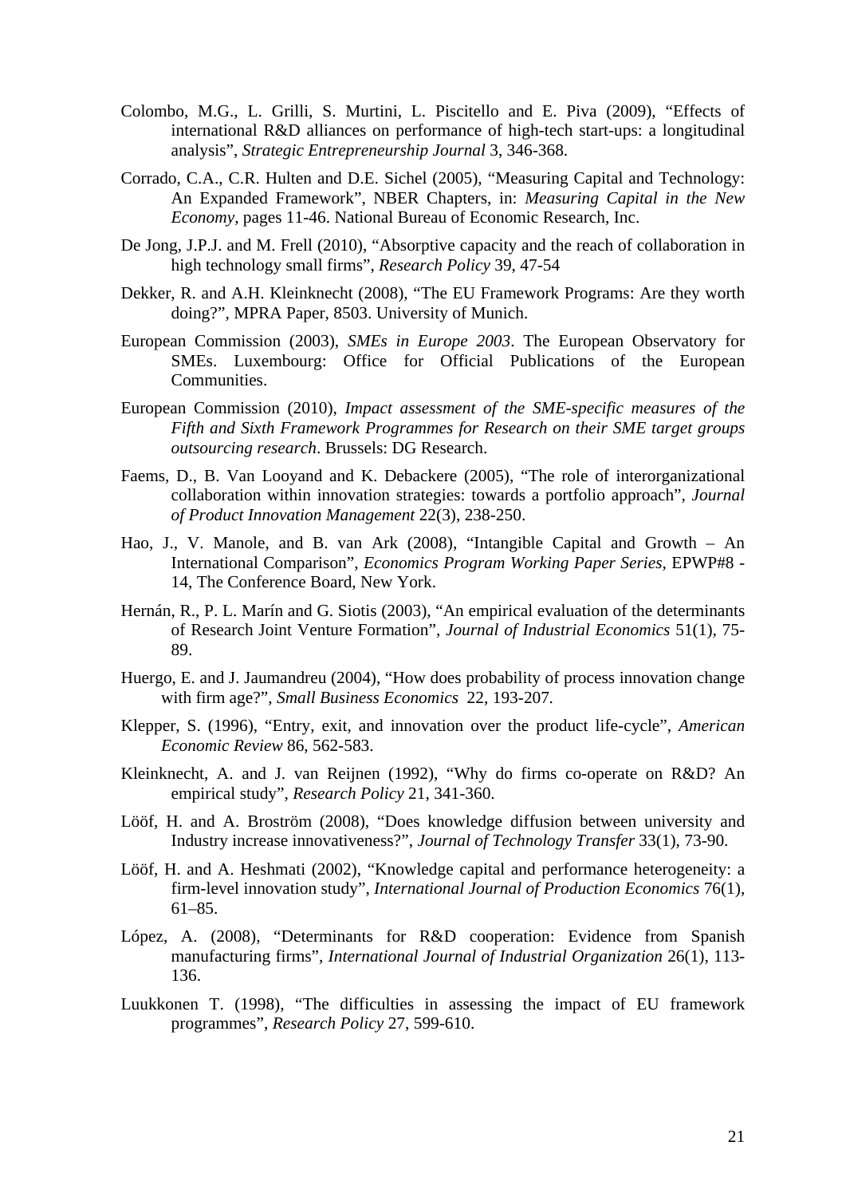Colombo, M.G., L. Grilli, S. Murtini, L. Piscitello and E. Piva (2009), "Effects of international R&D alliances on performance of high-tech start-ups: a longitudinal analysis", *Strategic Entrepreneurship Journal* 3, 346-368.

Corrado, C.A., C.R. Hulten and D.E. Sichel (2005), "Measuring Capital and Technology: An Expanded Framework", NBER Chapters, in: *Measuring Capital in the New Economy*, pages 11-46. National Bureau of Economic Research, Inc.

De Jong, J.P.J. and M. Frell (2010), "Absorptive capacity and the reach of collaboration in high technology small firms", *Research Policy* 39, 47-54

Dekker, R. and A.H. Kleinknecht (2008), "The EU Framework Programs: Are they worth doing?", MPRA Paper, 8503. University of Munich.

European Commission (2003), *SMEs in Europe 2003*. The European Observatory for SMEs. Luxembourg: Office for Official Publications of the European Communities.

European Commission (2010), *Impact assessment of the SME-specific measures of the Fifth and Sixth Framework Programmes for Research on their SME target groups outsourcing research*. Brussels: DG Research.

Faems, D., B. Van Looyand and K. Debackere (2005), "The role of interorganizational collaboration within innovation strategies: towards a portfolio approach", *Journal of Product Innovation Management* 22(3), 238-250.

Hao, J., V. Manole, and B. van Ark (2008), "Intangible Capital and Growth – An International Comparison", *Economics Program Working Paper Series*, EPWP#8 - 14, The Conference Board, New York.

Hernán, R., P. L. Marín and G. Siotis (2003), "An empirical evaluation of the determinants of Research Joint Venture Formation", *Journal of Industrial Economics* 51(1), 75-89.

Huergo, E. and J. Jaumandreu (2004), "How does probability of process innovation change with firm age?", *Small Business Economics* 22, 193-207.

Klepper, S. (1996), "Entry, exit, and innovation over the product life-cycle", *American Economic Review* 86, 562-583.

Kleinknecht, A. and J. van Reijnen (1992), "Why do firms co-operate on R&D? An empirical study", *Research Policy* 21, 341-360.

Lööf, H. and A. Broström (2008), "Does knowledge diffusion between university and Industry increase innovativeness?", *Journal of Technology Transfer* 33(1), 73-90.

Lööf, H. and A. Heshmati (2002), "Knowledge capital and performance heterogeneity: a firm-level innovation study", *International Journal of Production Economics* 76(1), 61–85.

López, A. (2008), "Determinants for R&D cooperation: Evidence from Spanish manufacturing firms", *International Journal of Industrial Organization* 26(1), 113-136.

Luukkonen T. (1998), "The difficulties in assessing the impact of EU framework programmes", *Research Policy* 27, 599-610.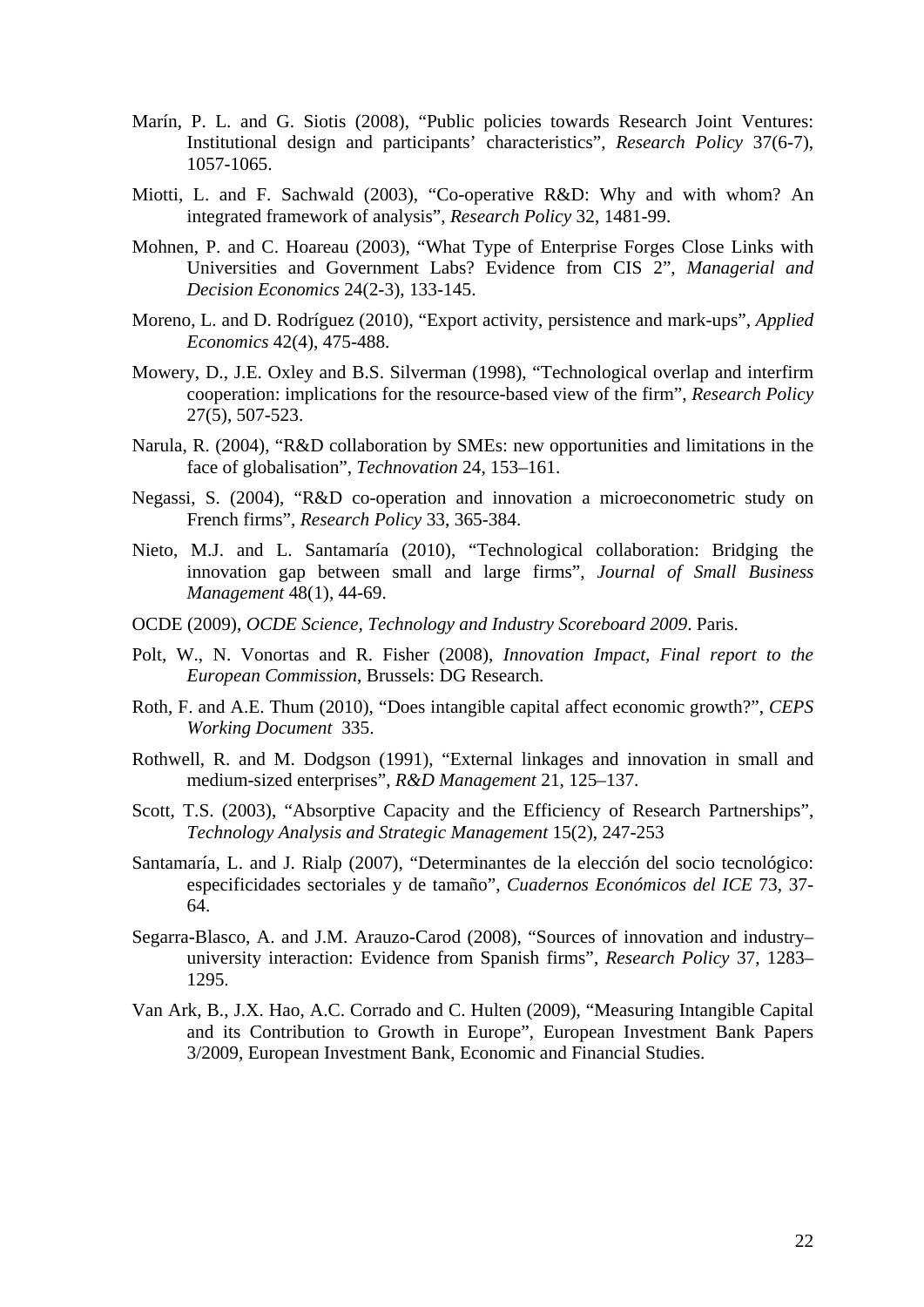Marín, P. L. and G. Siotis (2008), "Public policies towards Research Joint Ventures: Institutional design and participants' characteristics", *Research Policy* 37(6-7), 1057-1065.

Miotti, L. and F. Sachwald (2003), "Co-operative R&D: Why and with whom? An integrated framework of analysis", *Research Policy* 32, 1481-99.

Mohnen, P. and C. Hoareau (2003), "What Type of Enterprise Forges Close Links with Universities and Government Labs? Evidence from CIS 2", *Managerial and Decision Economics* 24(2-3), 133-145.

Moreno, L. and D. Rodríguez (2010), "Export activity, persistence and mark-ups", *Applied Economics* 42(4), 475-488.

Mowery, D., J.E. Oxley and B.S. Silverman (1998), "Technological overlap and interfirm cooperation: implications for the resource-based view of the firm", *Research Policy* 27(5), 507-523.

Narula, R. (2004), "R&D collaboration by SMEs: new opportunities and limitations in the face of globalisation", *Technovation* 24, 153–161.

Negassi, S. (2004), "R&D co-operation and innovation a microeconometric study on French firms", *Research Policy* 33, 365-384.

Nieto, M.J. and L. Santamaría (2010), "Technological collaboration: Bridging the innovation gap between small and large firms", *Journal of Small Business Management* 48(1), 44-69.

OCDE (2009), *OCDE Science, Technology and Industry Scoreboard 2009*. Paris.

Polt, W., N. Vonortas and R. Fisher (2008), *Innovation Impact, Final report to the European Commission*, Brussels: DG Research.

Roth, F. and A.E. Thum (2010), "Does intangible capital affect economic growth?", *CEPS Working Document* 335.

Rothwell, R. and M. Dodgson (1991), "External linkages and innovation in small and medium-sized enterprises", *R&D Management* 21, 125–137.

Scott, T.S. (2003), "Absorptive Capacity and the Efficiency of Research Partnerships", *Technology Analysis and Strategic Management* 15(2), 247-253

Santamaría, L. and J. Rialp (2007), "Determinantes de la elección del socio tecnológico: especificidades sectoriales y de tamaño", *Cuadernos Económicos del ICE* 73, 37-64.

Segarra-Blasco, A. and J.M. Arauzo-Carod (2008), "Sources of innovation and industry–university interaction: Evidence from Spanish firms", *Research Policy* 37, 1283–1295.

Van Ark, B., J.X. Hao, A.C. Corrado and C. Hulten (2009), "Measuring Intangible Capital and its Contribution to Growth in Europe", European Investment Bank Papers 3/2009, European Investment Bank, Economic and Financial Studies.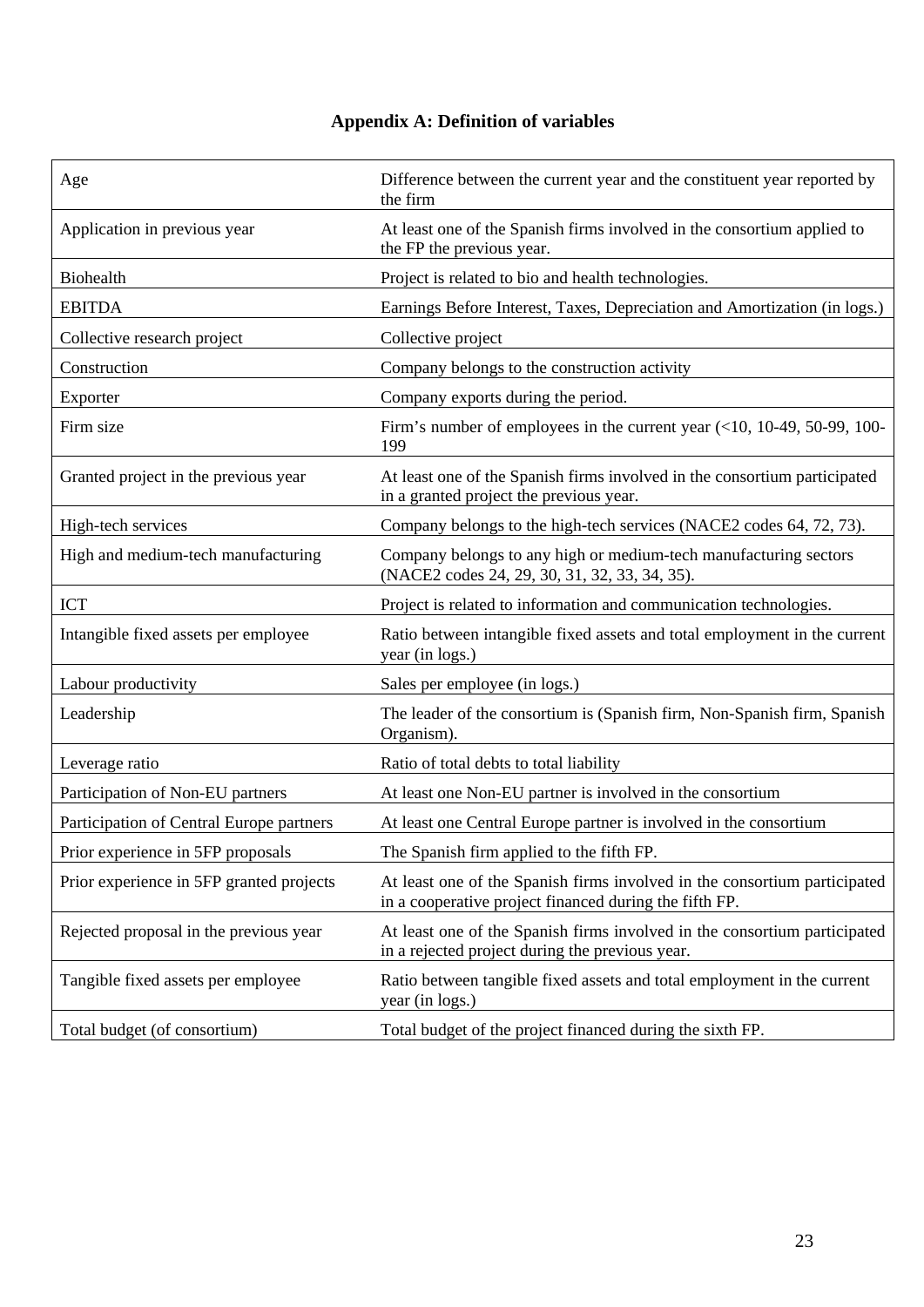# Appendix A: Definition of variables

| Variable | Definition |
|---|---|
| Age | Difference between the current year and the constituent year reported by the firm |
| Application in previous year | At least one of the Spanish firms involved in the consortium applied to the FP the previous year. |
| Biohealth | Project is related to bio and health technologies. |
| EBITDA | Earnings Before Interest, Taxes, Depreciation and Amortization (in logs.) |
| Collective research project | Collective project |
| Construction | Company belongs to the construction activity |
| Exporter | Company exports during the period. |
| Firm size | Firm's number of employees in the current year (<10, 10-49, 50-99, 100-199 |
| Granted project in the previous year | At least one of the Spanish firms involved in the consortium participated in a granted project the previous year. |
| High-tech services | Company belongs to the high-tech services (NACE2 codes 64, 72, 73). |
| High and medium-tech manufacturing | Company belongs to any high or medium-tech manufacturing sectors (NACE2 codes 24, 29, 30, 31, 32, 33, 34, 35). |
| ICT | Project is related to information and communication technologies. |
| Intangible fixed assets per employee | Ratio between intangible fixed assets and total employment in the current year (in logs.) |
| Labour productivity | Sales per employee (in logs.) |
| Leadership | The leader of the consortium is (Spanish firm, Non-Spanish firm, Spanish Organism). |
| Leverage ratio | Ratio of total debts to total liability |
| Participation of Non-EU partners | At least one Non-EU partner is involved in the consortium |
| Participation of Central Europe partners | At least one Central Europe partner is involved in the consortium |
| Prior experience in 5FP proposals | The Spanish firm applied to the fifth FP. |
| Prior experience in 5FP granted projects | At least one of the Spanish firms involved in the consortium participated in a cooperative project financed during the fifth FP. |
| Rejected proposal in the previous year | At least one of the Spanish firms involved in the consortium participated in a rejected project during the previous year. |
| Tangible fixed assets per employee | Ratio between tangible fixed assets and total employment in the current year (in logs.) |
| Total budget (of consortium) | Total budget of the project financed during the sixth FP. |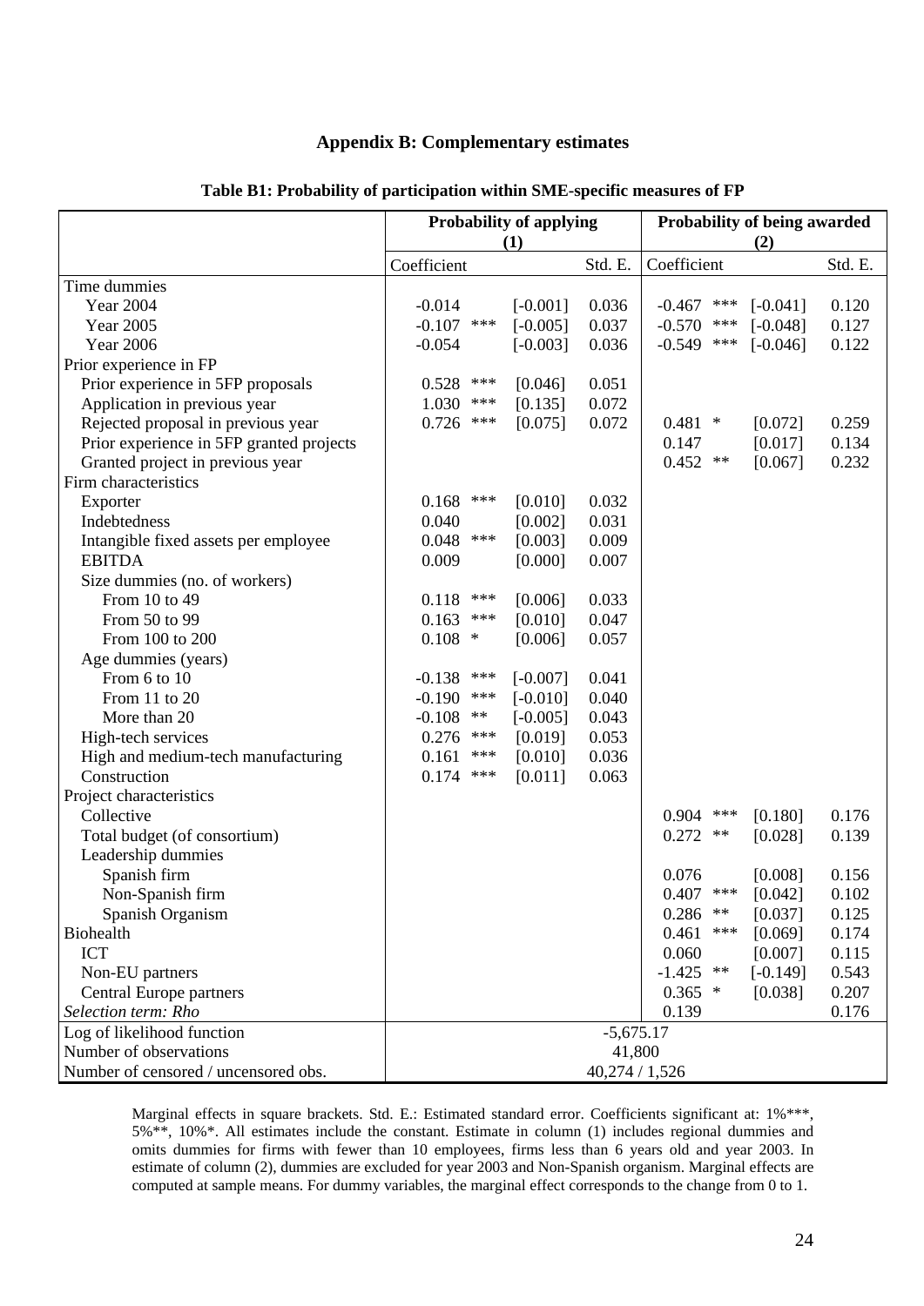## Appendix B: Complementary estimates

**Table B1: Probability of participation within SME-specific measures of FP**

| | Probability of applying (1) | | | | Probability of being awarded (2) | | | |
|---|---|---|---|---|---|---|---|---|
| | Coefficient | | | Std. E. | Coefficient | | | Std. E. |
| Time dummies | | | | | | | | |
| Year 2004 | -0.014 | | [-0.001] | 0.036 | -0.467 | *** | [-0.041] | 0.120 |
| Year 2005 | -0.107 | *** | [-0.005] | 0.037 | -0.570 | *** | [-0.048] | 0.127 |
| Year 2006 | -0.054 | | [-0.003] | 0.036 | -0.549 | *** | [-0.046] | 0.122 |
| Prior experience in FP | | | | | | | | |
| Prior experience in 5FP proposals | 0.528 | *** | [0.046] | 0.051 | | | | |
| Application in previous year | 1.030 | *** | [0.135] | 0.072 | | | | |
| Rejected proposal in previous year | 0.726 | *** | [0.075] | 0.072 | 0.481 | * | [0.072] | 0.259 |
| Prior experience in 5FP granted projects | | | | | 0.147 | | [0.017] | 0.134 |
| Granted project in previous year | | | | | 0.452 | ** | [0.067] | 0.232 |
| Firm characteristics | | | | | | | | |
| Exporter | 0.168 | *** | [0.010] | 0.032 | | | | |
| Indebtedness | 0.040 | | [0.002] | 0.031 | | | | |
| Intangible fixed assets per employee | 0.048 | *** | [0.003] | 0.009 | | | | |
| EBITDA | 0.009 | | [0.000] | 0.007 | | | | |
| Size dummies (no. of workers) | | | | | | | | |
| From 10 to 49 | 0.118 | *** | [0.006] | 0.033 | | | | |
| From 50 to 99 | 0.163 | *** | [0.010] | 0.047 | | | | |
| From 100 to 200 | 0.108 | * | [0.006] | 0.057 | | | | |
| Age dummies (years) | | | | | | | | |
| From 6 to 10 | -0.138 | *** | [-0.007] | 0.041 | | | | |
| From 11 to 20 | -0.190 | *** | [-0.010] | 0.040 | | | | |
| More than 20 | -0.108 | ** | [-0.005] | 0.043 | | | | |
| High-tech services | 0.276 | *** | [0.019] | 0.053 | | | | |
| High and medium-tech manufacturing | 0.161 | *** | [0.010] | 0.036 | | | | |
| Construction | 0.174 | *** | [0.011] | 0.063 | | | | |
| Project characteristics | | | | | | | | |
| Collective | | | | | 0.904 | *** | [0.180] | 0.176 |
| Total budget (of consortium) | | | | | 0.272 | ** | [0.028] | 0.139 |
| Leadership dummies | | | | | | | | |
| Spanish firm | | | | | 0.076 | | [0.008] | 0.156 |
| Non-Spanish firm | | | | | 0.407 | *** | [0.042] | 0.102 |
| Spanish Organism | | | | | 0.286 | ** | [0.037] | 0.125 |
| Biohealth | | | | | 0.461 | *** | [0.069] | 0.174 |
| ICT | | | | | 0.060 | | [0.007] | 0.115 |
| Non-EU partners | | | | | -1.425 | ** | [-0.149] | 0.543 |
| Central Europe partners | | | | | 0.365 | * | [0.038] | 0.207 |
| *Selection term: Rho* | | | | | 0.139 | | | 0.176 |
| Log of likelihood function | -5,675.17 | | | | | | | |
| Number of observations | 41,800 | | | | | | | |
| Number of censored / uncensored obs. | 40,274 / 1,526 | | | | | | | |

Marginal effects in square brackets. Std. E.: Estimated standard error. Coefficients significant at: 1%***, 5%**, 10%*. All estimates include the constant. Estimate in column (1) includes regional dummies and omits dummies for firms with fewer than 10 employees, firms less than 6 years old and year 2003. In estimate of column (2), dummies are excluded for year 2003 and Non-Spanish organism. Marginal effects are computed at sample means. For dummy variables, the marginal effect corresponds to the change from 0 to 1.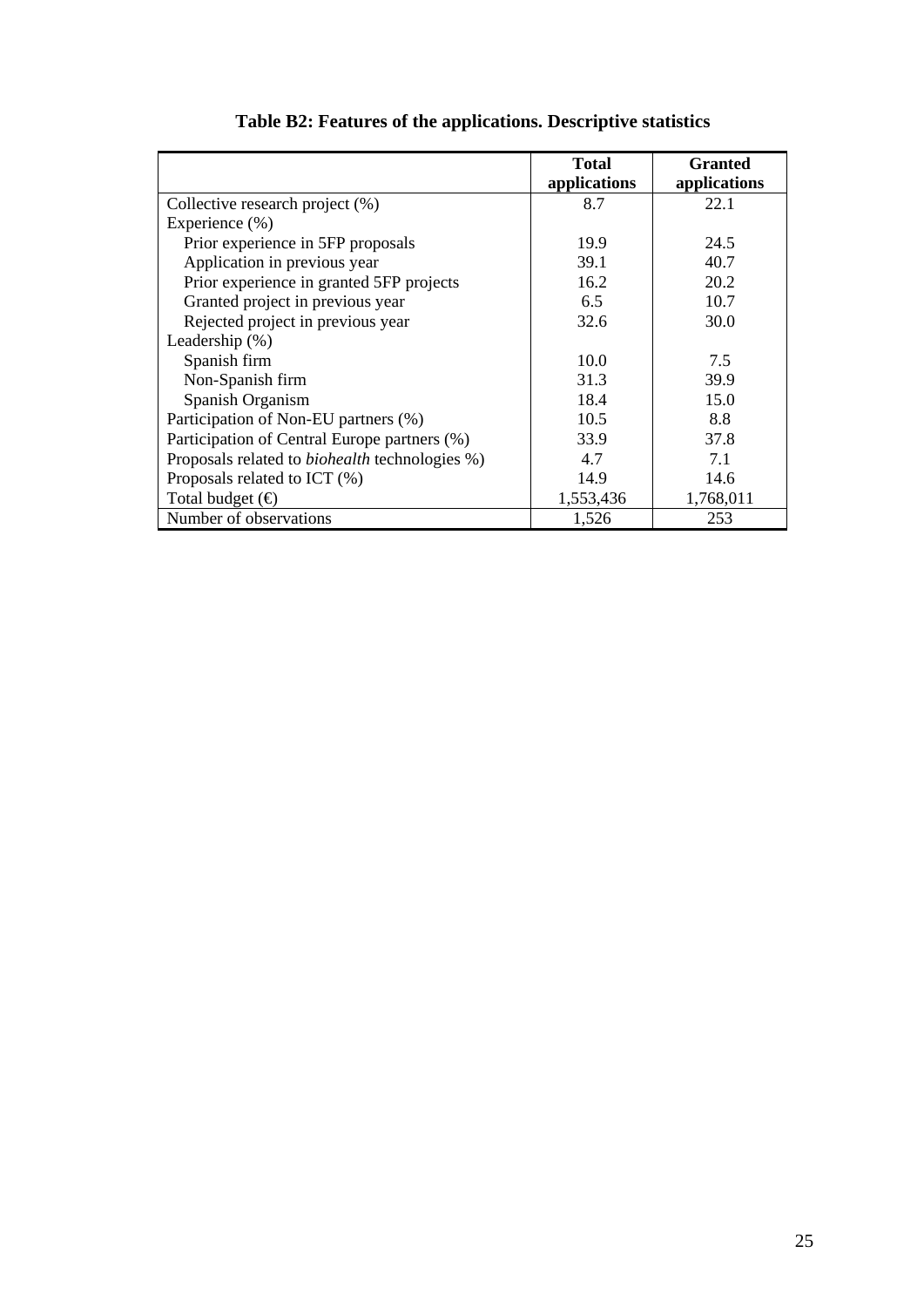**Table B2: Features of the applications. Descriptive statistics**

| | Total applications | Granted applications |
|---|---|---|
| Collective research project (%) | 8.7 | 22.1 |
| Experience (%) | | |
| Prior experience in 5FP proposals | 19.9 | 24.5 |
| Application in previous year | 39.1 | 40.7 |
| Prior experience in granted 5FP projects | 16.2 | 20.2 |
| Granted project in previous year | 6.5 | 10.7 |
| Rejected project in previous year | 32.6 | 30.0 |
| Leadership (%) | | |
| Spanish firm | 10.0 | 7.5 |
| Non-Spanish firm | 31.3 | 39.9 |
| Spanish Organism | 18.4 | 15.0 |
| Participation of Non-EU partners (%) | 10.5 | 8.8 |
| Participation of Central Europe partners (%) | 33.9 | 37.8 |
| Proposals related to *biohealth* technologies %) | 4.7 | 7.1 |
| Proposals related to ICT (%) | 14.9 | 14.6 |
| Total budget (€) | 1,553,436 | 1,768,011 |
| Number of observations | 1,526 | 253 |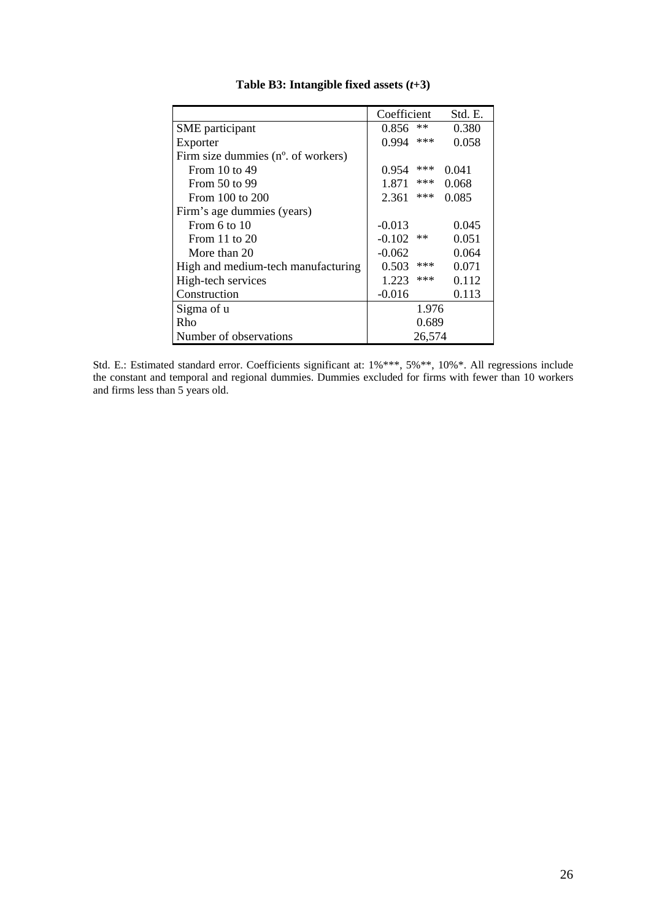**Table B3: Intangible fixed assets (*t*+3)**

| | Coefficient | | Std. E. |
|---|---|---|---|
| SME participant | 0.856 | ** | 0.380 |
| Exporter | 0.994 | *** | 0.058 |
| Firm size dummies (nº. of workers) | | | |
| From 10 to 49 | 0.954 | *** | 0.041 |
| From 50 to 99 | 1.871 | *** | 0.068 |
| From 100 to 200 | 2.361 | *** | 0.085 |
| Firm's age dummies (years) | | | |
| From 6 to 10 | -0.013 | | 0.045 |
| From 11 to 20 | -0.102 | ** | 0.051 |
| More than 20 | -0.062 | | 0.064 |
| High and medium-tech manufacturing | 0.503 | *** | 0.071 |
| High-tech services | 1.223 | *** | 0.112 |
| Construction | -0.016 | | 0.113 |
| Sigma of u | 1.976 | | |
| Rho | 0.689 | | |
| Number of observations | 26,574 | | |

Std. E.: Estimated standard error. Coefficients significant at: 1%***, 5%**, 10%*. All regressions include the constant and temporal and regional dummies. Dummies excluded for firms with fewer than 10 workers and firms less than 5 years old.